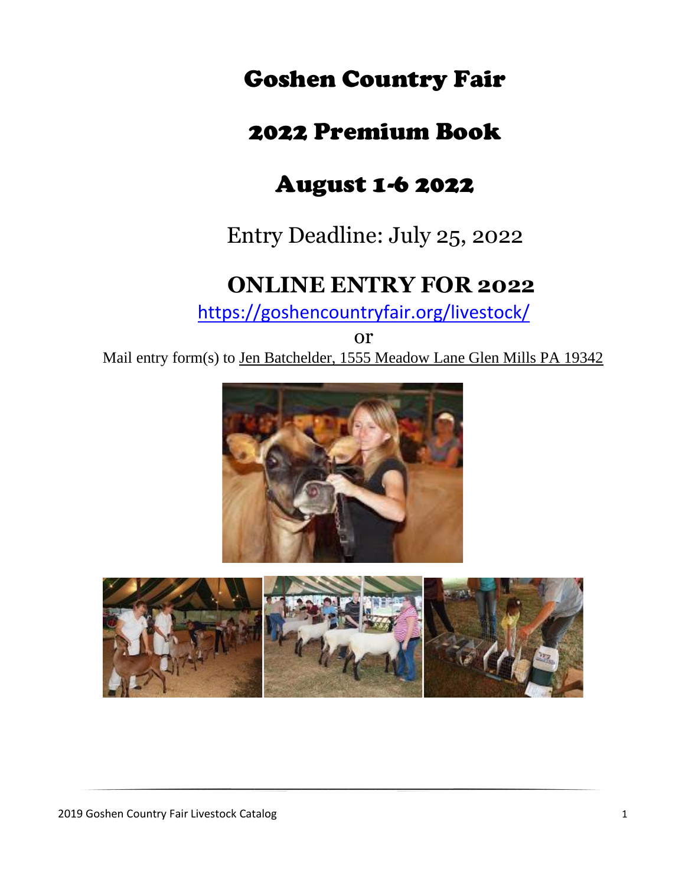# Goshen Country Fair

# 2022 Premium Book

# August 1-6 2022

Entry Deadline: July 25, 2022

## ONLINE ENTRY FOR 2022

https://goshencountryfair.org/livestock/

or

Mail entry form(s) to Jen Batchelder, 1555 Meadow Lane Glen Mills PA 19342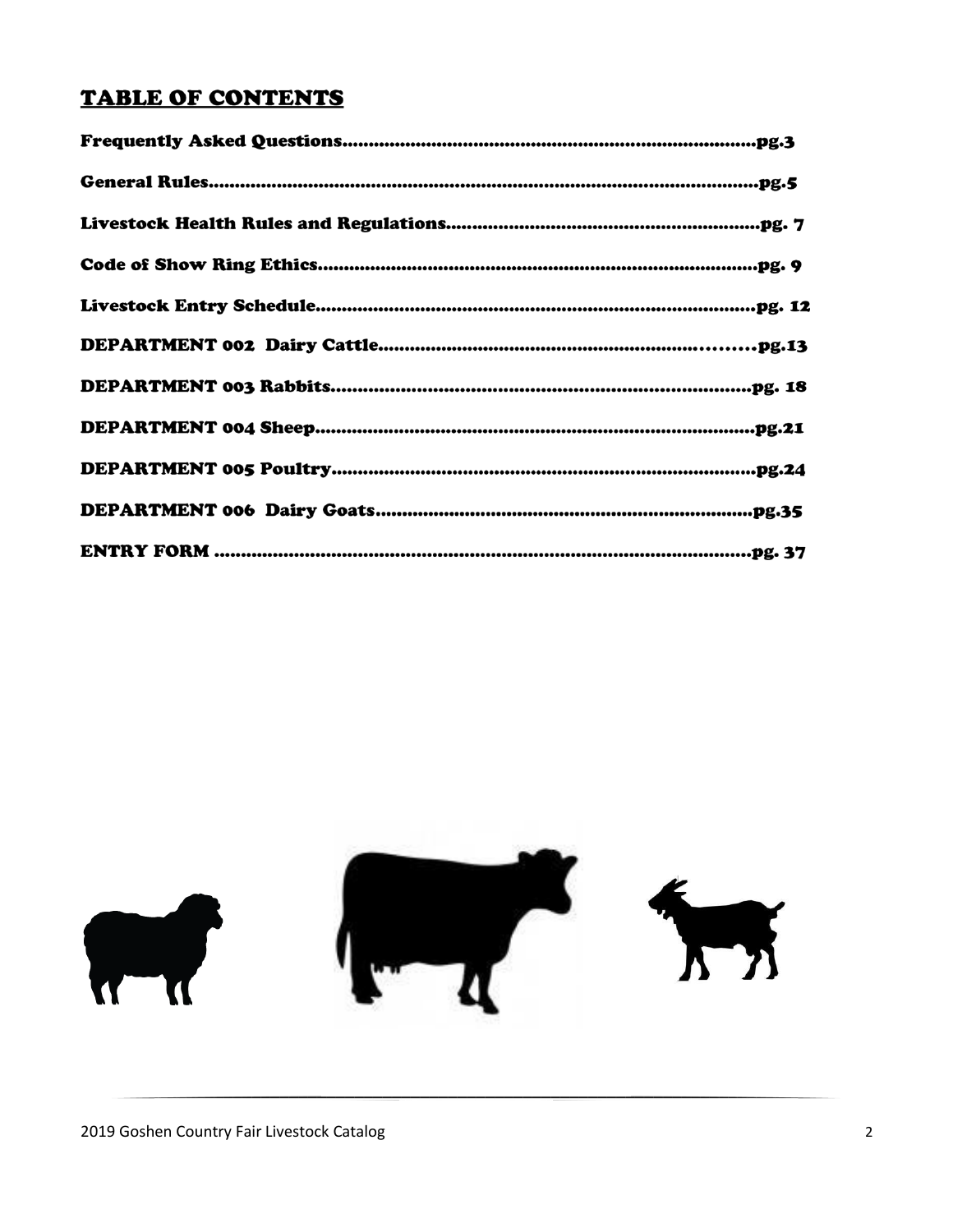# TABLE OF CONTENTS

Frequently Asked Questions..............................................................................pg.3

General Rules...........................................................................................................pg.5

Livestock Health Rules and Regulations...........................................................pg. 7

Code of Show Ring Ethics..................................................................................pg. 9

Livestock Entry Schedule....................................................................................pg. 12

DEPARTMENT 002 Dairy Cattle.......................................................................pg.13

DEPARTMENT 003 Rabbits...............................................................................pg. 18

DEPARTMENT 004 Sheep..................................................................................pg.21

DEPARTMENT 005 Poultry................................................................................pg.24

DEPARTMENT 006 Dairy Goats.......................................................................pg.35

ENTRY FORM .....................................................................................................pg. 37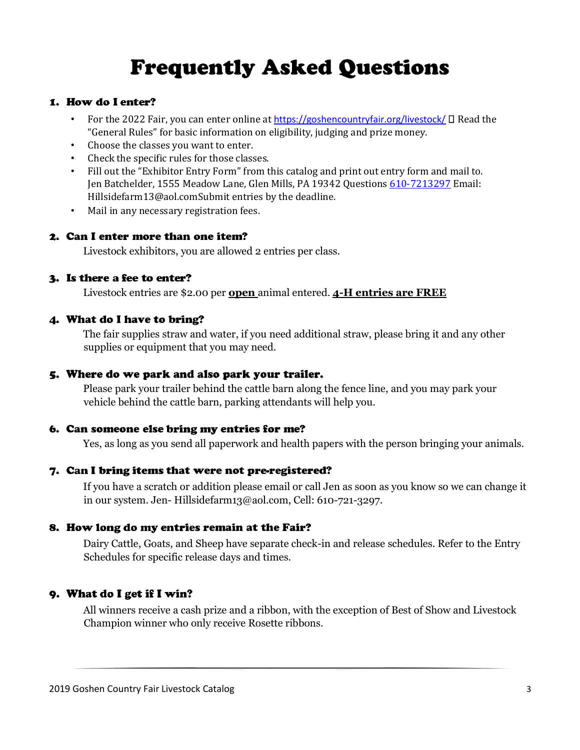# Frequently Asked Questions

### 1. How do I enter?

- For the 2022 Fair, you can enter online at https://goshencountryfair.org/livestock/ ▯ Read the "General Rules" for basic information on eligibility, judging and prize money.
- Choose the classes you want to enter.
- Check the specific rules for those classes.
- Fill out the "Exhibitor Entry Form" from this catalog and print out entry form and mail to. Jen Batchelder, 1555 Meadow Lane, Glen Mills, PA 19342 Questions 610-7213297 Email: Hillsidefarm13@aol.comSubmit entries by the deadline.
- Mail in any necessary registration fees.

### 2. Can I enter more than one item?

Livestock exhibitors, you are allowed 2 entries per class.

### 3. Is there a fee to enter?

Livestock entries are $2.00 per **open** animal entered. **4-H entries are FREE**

### 4. What do I have to bring?

The fair supplies straw and water, if you need additional straw, please bring it and any other supplies or equipment that you may need.

### 5. Where do we park and also park your trailer.

Please park your trailer behind the cattle barn along the fence line, and you may park your vehicle behind the cattle barn, parking attendants will help you.

### 6. Can someone else bring my entries for me?

Yes, as long as you send all paperwork and health papers with the person bringing your animals.

### 7. Can I bring items that were not pre-registered?

If you have a scratch or addition please email or call Jen as soon as you know so we can change it in our system. Jen- Hillsidefarm13@aol.com, Cell: 610-721-3297.

### 8. How long do my entries remain at the Fair?

Dairy Cattle, Goats, and Sheep have separate check-in and release schedules. Refer to the Entry Schedules for specific release days and times.

### 9. What do I get if I win?

All winners receive a cash prize and a ribbon, with the exception of Best of Show and Livestock Champion winner who only receive Rosette ribbons.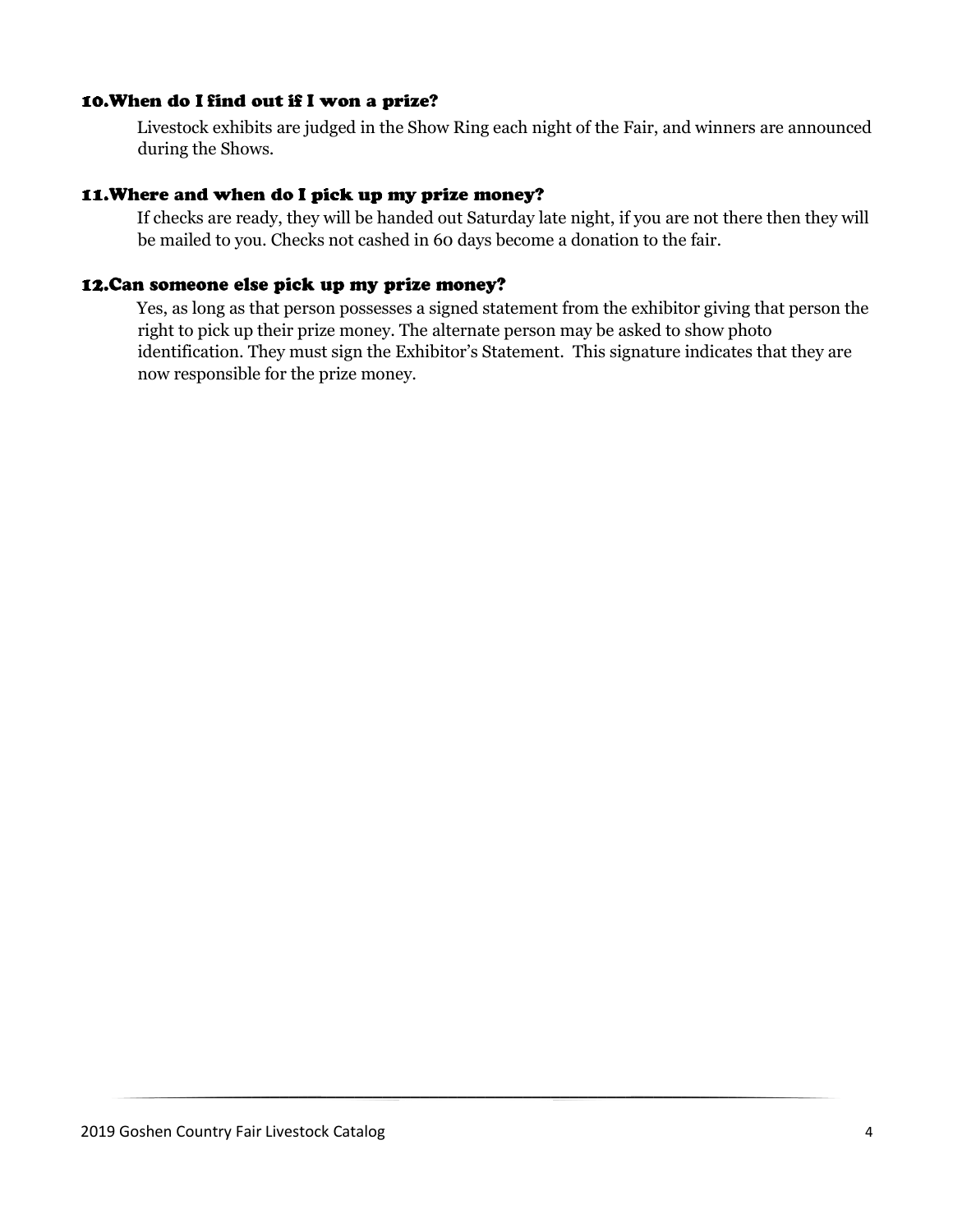### 10. When do I find out if I won a prize?

Livestock exhibits are judged in the Show Ring each night of the Fair, and winners are announced during the Shows.

### 11. Where and when do I pick up my prize money?

If checks are ready, they will be handed out Saturday late night, if you are not there then they will be mailed to you. Checks not cashed in 60 days become a donation to the fair.

### 12. Can someone else pick up my prize money?

Yes, as long as that person possesses a signed statement from the exhibitor giving that person the right to pick up their prize money. The alternate person may be asked to show photo identification. They must sign the Exhibitor's Statement. This signature indicates that they are now responsible for the prize money.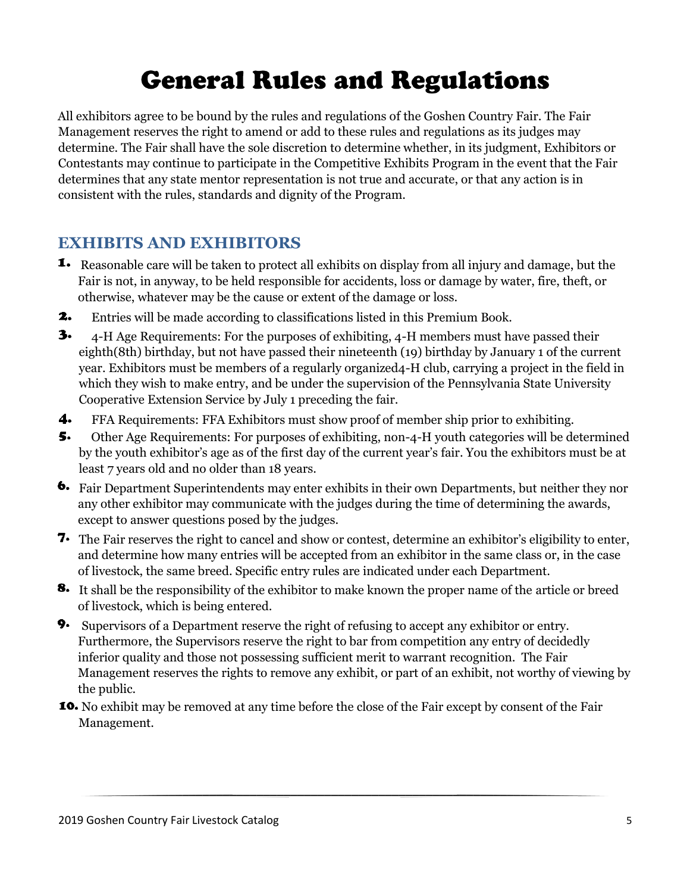# General Rules and Regulations

All exhibitors agree to be bound by the rules and regulations of the Goshen Country Fair. The Fair Management reserves the right to amend or add to these rules and regulations as its judges may determine. The Fair shall have the sole discretion to determine whether, in its judgment, Exhibitors or Contestants may continue to participate in the Competitive Exhibits Program in the event that the Fair determines that any state mentor representation is not true and accurate, or that any action is in consistent with the rules, standards and dignity of the Program.

## EXHIBITS AND EXHIBITORS

1. Reasonable care will be taken to protect all exhibits on display from all injury and damage, but the Fair is not, in anyway, to be held responsible for accidents, loss or damage by water, fire, theft, or otherwise, whatever may be the cause or extent of the damage or loss.
2. Entries will be made according to classifications listed in this Premium Book.
3. 4-H Age Requirements: For the purposes of exhibiting, 4-H members must have passed their eighth(8th) birthday, but not have passed their nineteenth (19) birthday by January 1 of the current year. Exhibitors must be members of a regularly organized4-H club, carrying a project in the field in which they wish to make entry, and be under the supervision of the Pennsylvania State University Cooperative Extension Service by July 1 preceding the fair.
4. FFA Requirements: FFA Exhibitors must show proof of member ship prior to exhibiting.
5. Other Age Requirements: For purposes of exhibiting, non-4-H youth categories will be determined by the youth exhibitor's age as of the first day of the current year's fair. You the exhibitors must be at least 7 years old and no older than 18 years.
6. Fair Department Superintendents may enter exhibits in their own Departments, but neither they nor any other exhibitor may communicate with the judges during the time of determining the awards, except to answer questions posed by the judges.
7. The Fair reserves the right to cancel and show or contest, determine an exhibitor's eligibility to enter, and determine how many entries will be accepted from an exhibitor in the same class or, in the case of livestock, the same breed. Specific entry rules are indicated under each Department.
8. It shall be the responsibility of the exhibitor to make known the proper name of the article or breed of livestock, which is being entered.
9. Supervisors of a Department reserve the right of refusing to accept any exhibitor or entry. Furthermore, the Supervisors reserve the right to bar from competition any entry of decidedly inferior quality and those not possessing sufficient merit to warrant recognition. The Fair Management reserves the rights to remove any exhibit, or part of an exhibit, not worthy of viewing by the public.
10. No exhibit may be removed at any time before the close of the Fair except by consent of the Fair Management.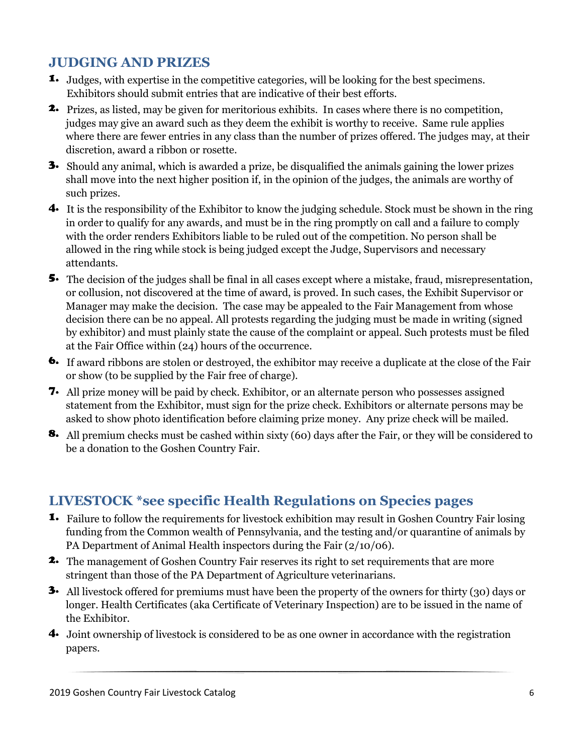## JUDGING AND PRIZES

1. Judges, with expertise in the competitive categories, will be looking for the best specimens. Exhibitors should submit entries that are indicative of their best efforts.
2. Prizes, as listed, may be given for meritorious exhibits. In cases where there is no competition, judges may give an award such as they deem the exhibit is worthy to receive. Same rule applies where there are fewer entries in any class than the number of prizes offered. The judges may, at their discretion, award a ribbon or rosette.
3. Should any animal, which is awarded a prize, be disqualified the animals gaining the lower prizes shall move into the next higher position if, in the opinion of the judges, the animals are worthy of such prizes.
4. It is the responsibility of the Exhibitor to know the judging schedule. Stock must be shown in the ring in order to qualify for any awards, and must be in the ring promptly on call and a failure to comply with the order renders Exhibitors liable to be ruled out of the competition. No person shall be allowed in the ring while stock is being judged except the Judge, Supervisors and necessary attendants.
5. The decision of the judges shall be final in all cases except where a mistake, fraud, misrepresentation, or collusion, not discovered at the time of award, is proved. In such cases, the Exhibit Supervisor or Manager may make the decision. The case may be appealed to the Fair Management from whose decision there can be no appeal. All protests regarding the judging must be made in writing (signed by exhibitor) and must plainly state the cause of the complaint or appeal. Such protests must be filed at the Fair Office within (24) hours of the occurrence.
6. If award ribbons are stolen or destroyed, the exhibitor may receive a duplicate at the close of the Fair or show (to be supplied by the Fair free of charge).
7. All prize money will be paid by check. Exhibitor, or an alternate person who possesses assigned statement from the Exhibitor, must sign for the prize check. Exhibitors or alternate persons may be asked to show photo identification before claiming prize money. Any prize check will be mailed.
8. All premium checks must be cashed within sixty (60) days after the Fair, or they will be considered to be a donation to the Goshen Country Fair.

## LIVESTOCK *see specific Health Regulations on Species pages

1. Failure to follow the requirements for livestock exhibition may result in Goshen Country Fair losing funding from the Common wealth of Pennsylvania, and the testing and/or quarantine of animals by PA Department of Animal Health inspectors during the Fair (2/10/06).
2. The management of Goshen Country Fair reserves its right to set requirements that are more stringent than those of the PA Department of Agriculture veterinarians.
3. All livestock offered for premiums must have been the property of the owners for thirty (30) days or longer. Health Certificates (aka Certificate of Veterinary Inspection) are to be issued in the name of the Exhibitor.
4. Joint ownership of livestock is considered to be as one owner in accordance with the registration papers.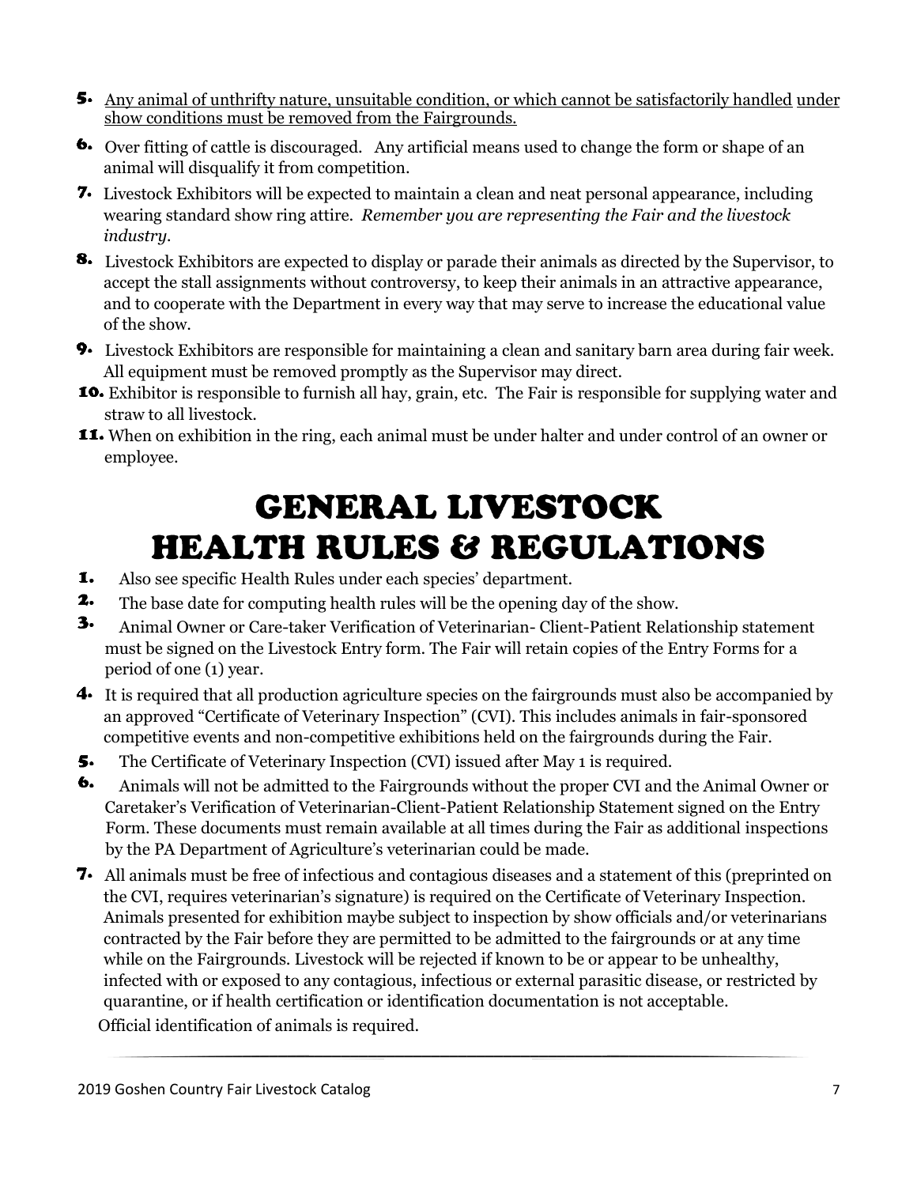5. Any animal of unthrifty nature, unsuitable condition, or which cannot be satisfactorily handled under show conditions must be removed from the Fairgrounds.
6. Over fitting of cattle is discouraged. Any artificial means used to change the form or shape of an animal will disqualify it from competition.
7. Livestock Exhibitors will be expected to maintain a clean and neat personal appearance, including wearing standard show ring attire. *Remember you are representing the Fair and the livestock industry.*
8. Livestock Exhibitors are expected to display or parade their animals as directed by the Supervisor, to accept the stall assignments without controversy, to keep their animals in an attractive appearance, and to cooperate with the Department in every way that may serve to increase the educational value of the show.
9. Livestock Exhibitors are responsible for maintaining a clean and sanitary barn area during fair week. All equipment must be removed promptly as the Supervisor may direct.
10. Exhibitor is responsible to furnish all hay, grain, etc. The Fair is responsible for supplying water and straw to all livestock.
11. When on exhibition in the ring, each animal must be under halter and under control of an owner or employee.

# GENERAL LIVESTOCK HEALTH RULES & REGULATIONS

1. Also see specific Health Rules under each species' department.
2. The base date for computing health rules will be the opening day of the show.
3. Animal Owner or Care-taker Verification of Veterinarian- Client-Patient Relationship statement must be signed on the Livestock Entry form. The Fair will retain copies of the Entry Forms for a period of one (1) year.
4. It is required that all production agriculture species on the fairgrounds must also be accompanied by an approved "Certificate of Veterinary Inspection" (CVI). This includes animals in fair-sponsored competitive events and non-competitive exhibitions held on the fairgrounds during the Fair.
5. The Certificate of Veterinary Inspection (CVI) issued after May 1 is required.
6. Animals will not be admitted to the Fairgrounds without the proper CVI and the Animal Owner or Caretaker's Verification of Veterinarian-Client-Patient Relationship Statement signed on the Entry Form. These documents must remain available at all times during the Fair as additional inspections by the PA Department of Agriculture's veterinarian could be made.
7. All animals must be free of infectious and contagious diseases and a statement of this (preprinted on the CVI, requires veterinarian's signature) is required on the Certificate of Veterinary Inspection. Animals presented for exhibition maybe subject to inspection by show officials and/or veterinarians contracted by the Fair before they are permitted to be admitted to the fairgrounds or at any time while on the Fairgrounds. Livestock will be rejected if known to be or appear to be unhealthy, infected with or exposed to any contagious, infectious or external parasitic disease, or restricted by quarantine, or if health certification or identification documentation is not acceptable.

   Official identification of animals is required.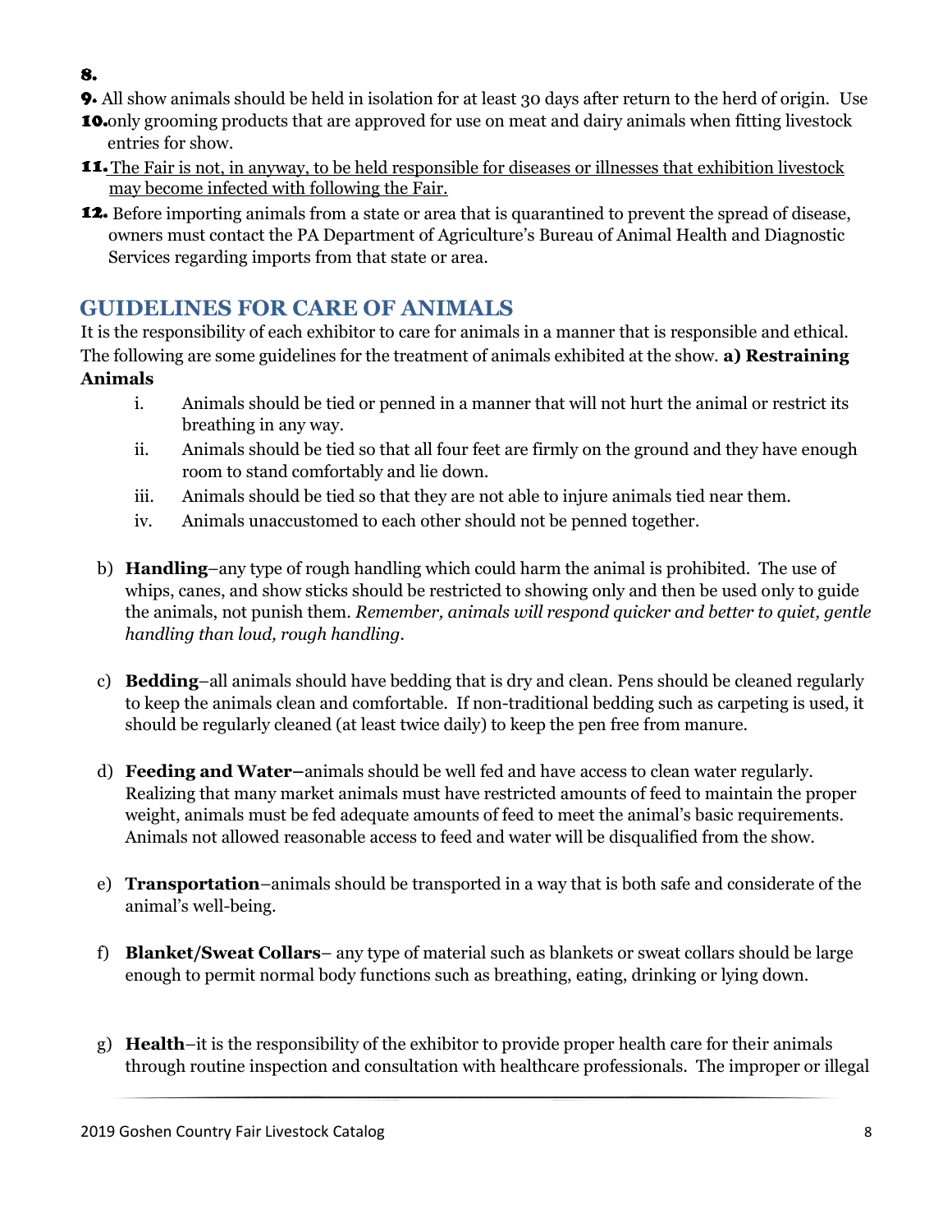8.

9. All show animals should be held in isolation for at least 30 days after return to the herd of origin. Use

10. only grooming products that are approved for use on meat and dairy animals when fitting livestock entries for show.

11. <u>The Fair is not, in anyway, to be held responsible for diseases or illnesses that exhibition livestock may become infected with following the Fair.</u>

12. Before importing animals from a state or area that is quarantined to prevent the spread of disease, owners must contact the PA Department of Agriculture's Bureau of Animal Health and Diagnostic Services regarding imports from that state or area.

## GUIDELINES FOR CARE OF ANIMALS

It is the responsibility of each exhibitor to care for animals in a manner that is responsible and ethical. The following are some guidelines for the treatment of animals exhibited at the show. **a) Restraining Animals**

i. Animals should be tied or penned in a manner that will not hurt the animal or restrict its breathing in any way.

ii. Animals should be tied so that all four feet are firmly on the ground and they have enough room to stand comfortably and lie down.

iii. Animals should be tied so that they are not able to injure animals tied near them.

iv. Animals unaccustomed to each other should not be penned together.

b) **Handling**–any type of rough handling which could harm the animal is prohibited. The use of whips, canes, and show sticks should be restricted to showing only and then be used only to guide the animals, not punish them. *Remember, animals will respond quicker and better to quiet, gentle handling than loud, rough handling*.

c) **Bedding**–all animals should have bedding that is dry and clean. Pens should be cleaned regularly to keep the animals clean and comfortable. If non-traditional bedding such as carpeting is used, it should be regularly cleaned (at least twice daily) to keep the pen free from manure.

d) **Feeding and Water–**animals should be well fed and have access to clean water regularly. Realizing that many market animals must have restricted amounts of feed to maintain the proper weight, animals must be fed adequate amounts of feed to meet the animal's basic requirements. Animals not allowed reasonable access to feed and water will be disqualified from the show.

e) **Transportation**–animals should be transported in a way that is both safe and considerate of the animal's well-being.

f) **Blanket/Sweat Collars**– any type of material such as blankets or sweat collars should be large enough to permit normal body functions such as breathing, eating, drinking or lying down.

g) **Health**–it is the responsibility of the exhibitor to provide proper health care for their animals through routine inspection and consultation with healthcare professionals. The improper or illegal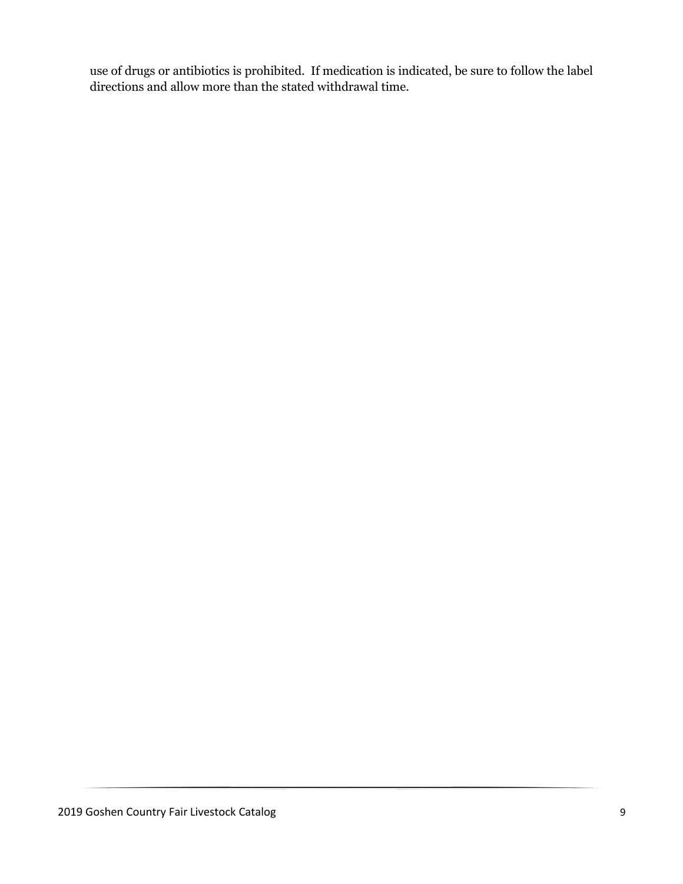use of drugs or antibiotics is prohibited. If medication is indicated, be sure to follow the label directions and allow more than the stated withdrawal time.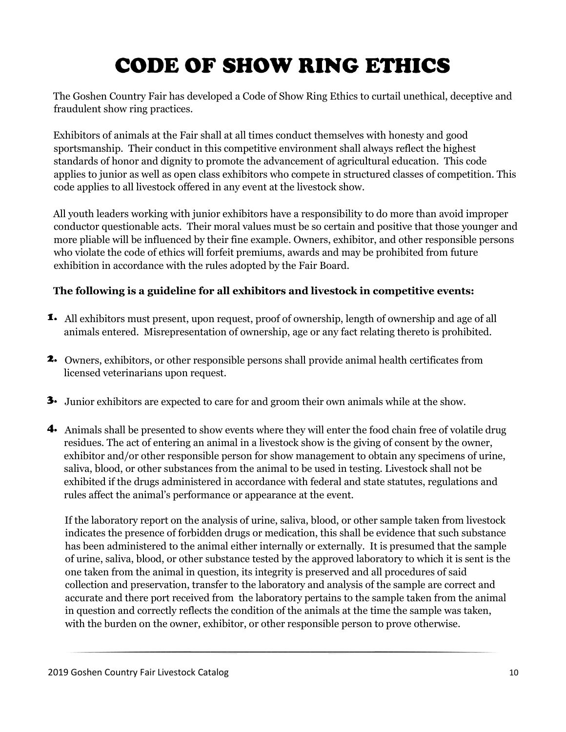# CODE OF SHOW RING ETHICS

The Goshen Country Fair has developed a Code of Show Ring Ethics to curtail unethical, deceptive and fraudulent show ring practices.

Exhibitors of animals at the Fair shall at all times conduct themselves with honesty and good sportsmanship. Their conduct in this competitive environment shall always reflect the highest standards of honor and dignity to promote the advancement of agricultural education. This code applies to junior as well as open class exhibitors who compete in structured classes of competition. This code applies to all livestock offered in any event at the livestock show.

All youth leaders working with junior exhibitors have a responsibility to do more than avoid improper conductor questionable acts. Their moral values must be so certain and positive that those younger and more pliable will be influenced by their fine example. Owners, exhibitor, and other responsible persons who violate the code of ethics will forfeit premiums, awards and may be prohibited from future exhibition in accordance with the rules adopted by the Fair Board.

**The following is a guideline for all exhibitors and livestock in competitive events:**

1. All exhibitors must present, upon request, proof of ownership, length of ownership and age of all animals entered. Misrepresentation of ownership, age or any fact relating thereto is prohibited.

2. Owners, exhibitors, or other responsible persons shall provide animal health certificates from licensed veterinarians upon request.

3. Junior exhibitors are expected to care for and groom their own animals while at the show.

4. Animals shall be presented to show events where they will enter the food chain free of volatile drug residues. The act of entering an animal in a livestock show is the giving of consent by the owner, exhibitor and/or other responsible person for show management to obtain any specimens of urine, saliva, blood, or other substances from the animal to be used in testing. Livestock shall not be exhibited if the drugs administered in accordance with federal and state statutes, regulations and rules affect the animal's performance or appearance at the event.

   If the laboratory report on the analysis of urine, saliva, blood, or other sample taken from livestock indicates the presence of forbidden drugs or medication, this shall be evidence that such substance has been administered to the animal either internally or externally. It is presumed that the sample of urine, saliva, blood, or other substance tested by the approved laboratory to which it is sent is the one taken from the animal in question, its integrity is preserved and all procedures of said collection and preservation, transfer to the laboratory and analysis of the sample are correct and accurate and there port received from the laboratory pertains to the sample taken from the animal in question and correctly reflects the condition of the animals at the time the sample was taken, with the burden on the owner, exhibitor, or other responsible person to prove otherwise.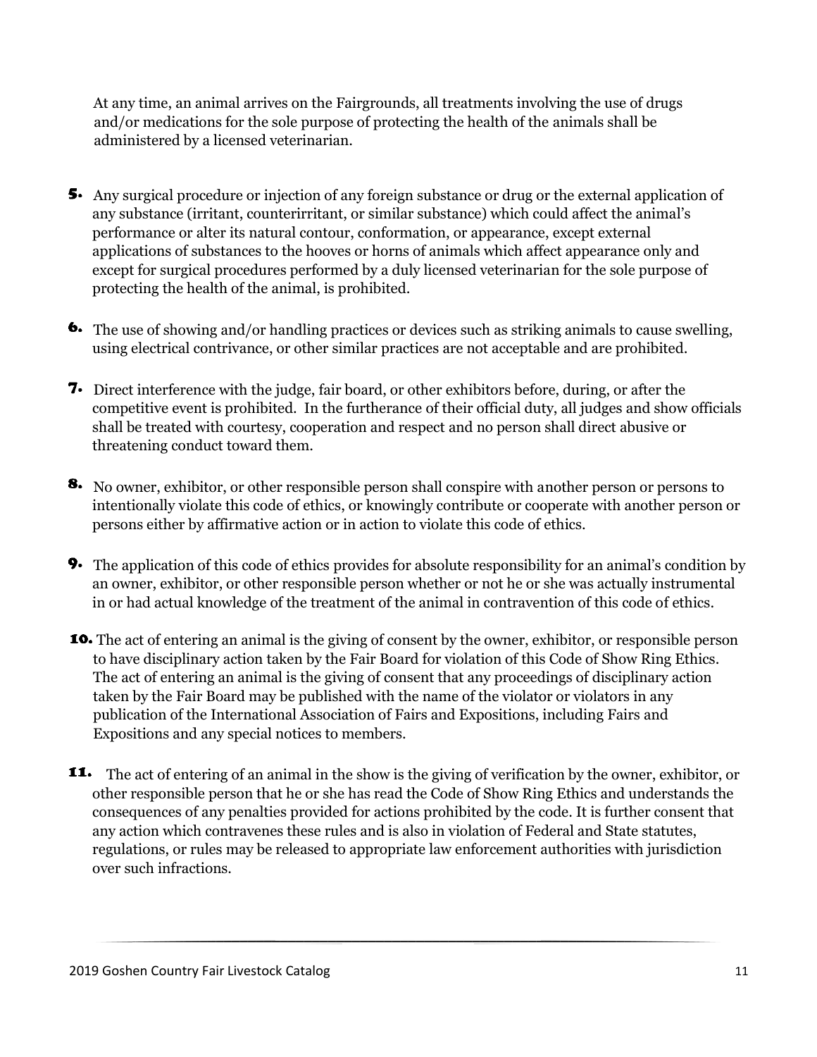At any time, an animal arrives on the Fairgrounds, all treatments involving the use of drugs and/or medications for the sole purpose of protecting the health of the animals shall be administered by a licensed veterinarian.

5. Any surgical procedure or injection of any foreign substance or drug or the external application of any substance (irritant, counterirritant, or similar substance) which could affect the animal's performance or alter its natural contour, conformation, or appearance, except external applications of substances to the hooves or horns of animals which affect appearance only and except for surgical procedures performed by a duly licensed veterinarian for the sole purpose of protecting the health of the animal, is prohibited.

6. The use of showing and/or handling practices or devices such as striking animals to cause swelling, using electrical contrivance, or other similar practices are not acceptable and are prohibited.

7. Direct interference with the judge, fair board, or other exhibitors before, during, or after the competitive event is prohibited. In the furtherance of their official duty, all judges and show officials shall be treated with courtesy, cooperation and respect and no person shall direct abusive or threatening conduct toward them.

8. No owner, exhibitor, or other responsible person shall conspire with another person or persons to intentionally violate this code of ethics, or knowingly contribute or cooperate with another person or persons either by affirmative action or in action to violate this code of ethics.

9. The application of this code of ethics provides for absolute responsibility for an animal's condition by an owner, exhibitor, or other responsible person whether or not he or she was actually instrumental in or had actual knowledge of the treatment of the animal in contravention of this code of ethics.

10. The act of entering an animal is the giving of consent by the owner, exhibitor, or responsible person to have disciplinary action taken by the Fair Board for violation of this Code of Show Ring Ethics. The act of entering an animal is the giving of consent that any proceedings of disciplinary action taken by the Fair Board may be published with the name of the violator or violators in any publication of the International Association of Fairs and Expositions, including Fairs and Expositions and any special notices to members.

11. The act of entering of an animal in the show is the giving of verification by the owner, exhibitor, or other responsible person that he or she has read the Code of Show Ring Ethics and understands the consequences of any penalties provided for actions prohibited by the code. It is further consent that any action which contravenes these rules and is also in violation of Federal and State statutes, regulations, or rules may be released to appropriate law enforcement authorities with jurisdiction over such infractions.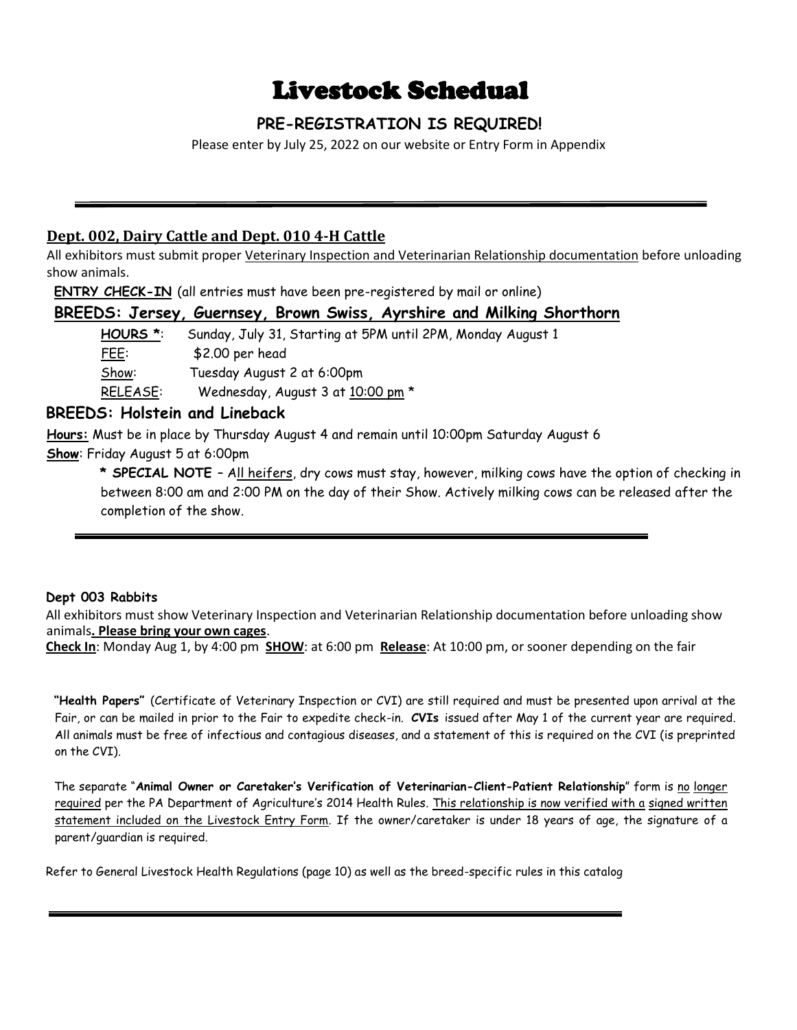# Livestock Schedual

**PRE-REGISTRATION IS REQUIRED!**

Please enter by July 25, 2022 on our website or Entry Form in Appendix

---

## Dept. 002, Dairy Cattle and Dept. 010 4-H Cattle

All exhibitors must submit proper Veterinary Inspection and Veterinarian Relationship documentation before unloading show animals.

**ENTRY CHECK-IN** (all entries must have been pre-registered by mail or online)

### BREEDS: Jersey, Guernsey, Brown Swiss, Ayrshire and Milking Shorthorn

**HOURS \***: Sunday, July 31, Starting at 5PM until 2PM, Monday August 1

FEE: $2.00 per head

Show: Tuesday August 2 at 6:00pm

RELEASE: Wednesday, August 3 at 10:00 pm *

### BREEDS: Holstein and Lineback

**Hours:** Must be in place by Thursday August 4 and remain until 10:00pm Saturday August 6

**Show**: Friday August 5 at 6:00pm

**\* SPECIAL NOTE** – All heifers, dry cows must stay, however, milking cows have the option of checking in between 8:00 am and 2:00 PM on the day of their Show. Actively milking cows can be released after the completion of the show.

---

**Dept 003 Rabbits**

All exhibitors must show Veterinary Inspection and Veterinarian Relationship documentation before unloading show animals**. Please bring your own cages**.

**Check In**: Monday Aug 1, by 4:00 pm **SHOW**: at 6:00 pm **Release**: At 10:00 pm, or sooner depending on the fair

**"Health Papers"** (Certificate of Veterinary Inspection or CVI) are still required and must be presented upon arrival at the Fair, or can be mailed in prior to the Fair to expedite check-in. **CVIs** issued after May 1 of the current year are required. All animals must be free of infectious and contagious diseases, and a statement of this is required on the CVI (is preprinted on the CVI).

The separate "**Animal Owner or Caretaker's Verification of Veterinarian-Client-Patient Relationship**" form is no longer required per the PA Department of Agriculture's 2014 Health Rules. This relationship is now verified with a signed written statement included on the Livestock Entry Form. If the owner/caretaker is under 18 years of age, the signature of a parent/guardian is required.

Refer to General Livestock Health Regulations (page 10) as well as the breed-specific rules in this catalog

---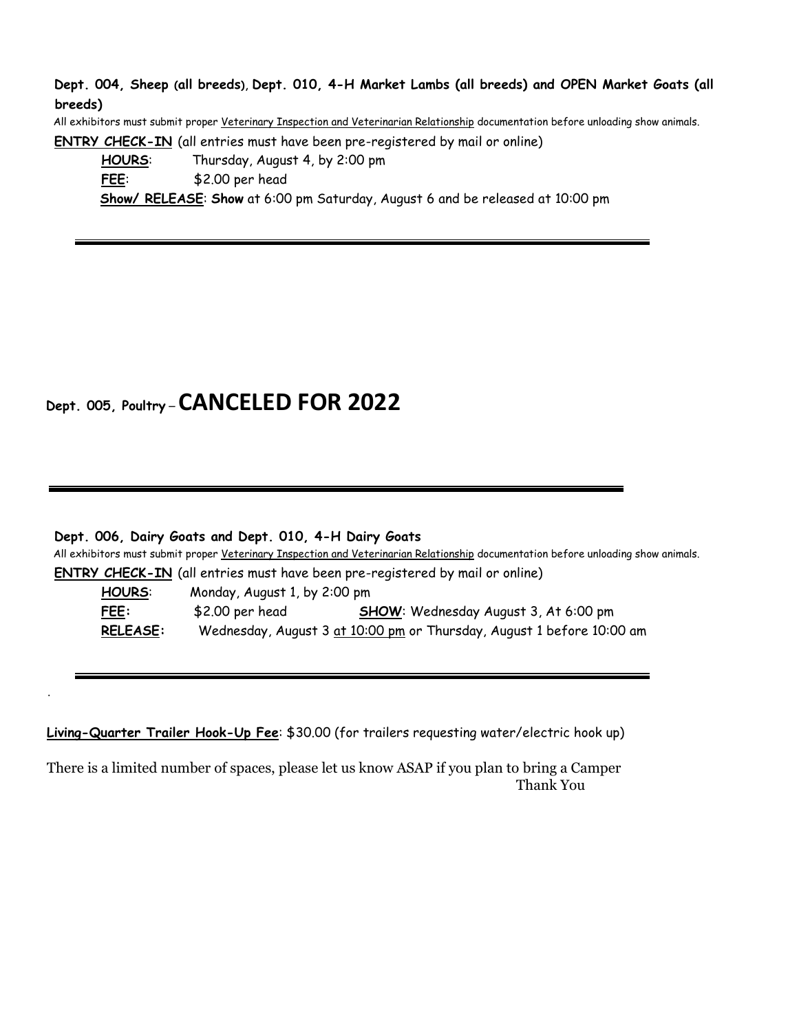**Dept. 004, Sheep (all breeds), Dept. 010, 4-H Market Lambs (all breeds) and OPEN Market Goats (all breeds)**

All exhibitors must submit proper Veterinary Inspection and Veterinarian Relationship documentation before unloading show animals.

**ENTRY CHECK-IN** (all entries must have been pre-registered by mail or online)

**HOURS**: Thursday, August 4, by 2:00 pm

**FEE**: $2.00 per head

**Show/ RELEASE**: **Show** at 6:00 pm Saturday, August 6 and be released at 10:00 pm

---

Dept. 005, Poultry – **CANCELED FOR 2022**

---

**Dept. 006, Dairy Goats and Dept. 010, 4-H Dairy Goats**

All exhibitors must submit proper Veterinary Inspection and Veterinarian Relationship documentation before unloading show animals.

**ENTRY CHECK-IN** (all entries must have been pre-registered by mail or online)

**HOURS**: Monday, August 1, by 2:00 pm

**FEE:** $2.00 per head **SHOW**: Wednesday August 3, At 6:00 pm

**RELEASE:** Wednesday, August 3 at 10:00 pm or Thursday, August 1 before 10:00 am

---

**Living-Quarter Trailer Hook-Up Fee**: $30.00 (for trailers requesting water/electric hook up)

There is a limited number of spaces, please let us know ASAP if you plan to bring a Camper

Thank You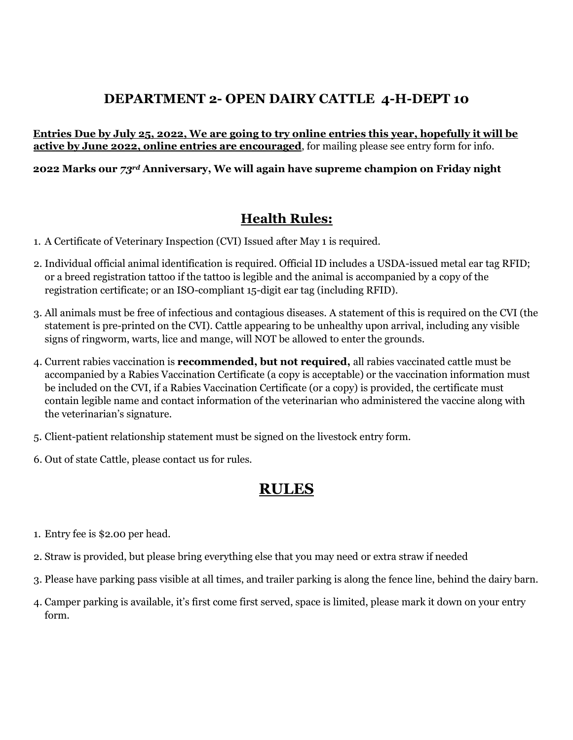# DEPARTMENT 2- OPEN DAIRY CATTLE 4-H-DEPT 10

**Entries Due by July 25, 2022, We are going to try online entries this year, hopefully it will be active by June 2022, online entries are encouraged**, for mailing please see entry form for info.

**2022 Marks our *73rd* Anniversary, We will again have supreme champion on Friday night**

## Health Rules:

1. A Certificate of Veterinary Inspection (CVI) Issued after May 1 is required.
2. Individual official animal identification is required. Official ID includes a USDA-issued metal ear tag RFID; or a breed registration tattoo if the tattoo is legible and the animal is accompanied by a copy of the registration certificate; or an ISO-compliant 15-digit ear tag (including RFID).
3. All animals must be free of infectious and contagious diseases. A statement of this is required on the CVI (the statement is pre-printed on the CVI). Cattle appearing to be unhealthy upon arrival, including any visible signs of ringworm, warts, lice and mange, will NOT be allowed to enter the grounds.
4. Current rabies vaccination is **recommended, but not required,** all rabies vaccinated cattle must be accompanied by a Rabies Vaccination Certificate (a copy is acceptable) or the vaccination information must be included on the CVI, if a Rabies Vaccination Certificate (or a copy) is provided, the certificate must contain legible name and contact information of the veterinarian who administered the vaccine along with the veterinarian's signature.
5. Client-patient relationship statement must be signed on the livestock entry form.
6. Out of state Cattle, please contact us for rules.

## RULES

1. Entry fee is $2.00 per head.
2. Straw is provided, but please bring everything else that you may need or extra straw if needed
3. Please have parking pass visible at all times, and trailer parking is along the fence line, behind the dairy barn.
4. Camper parking is available, it's first come first served, space is limited, please mark it down on your entry form.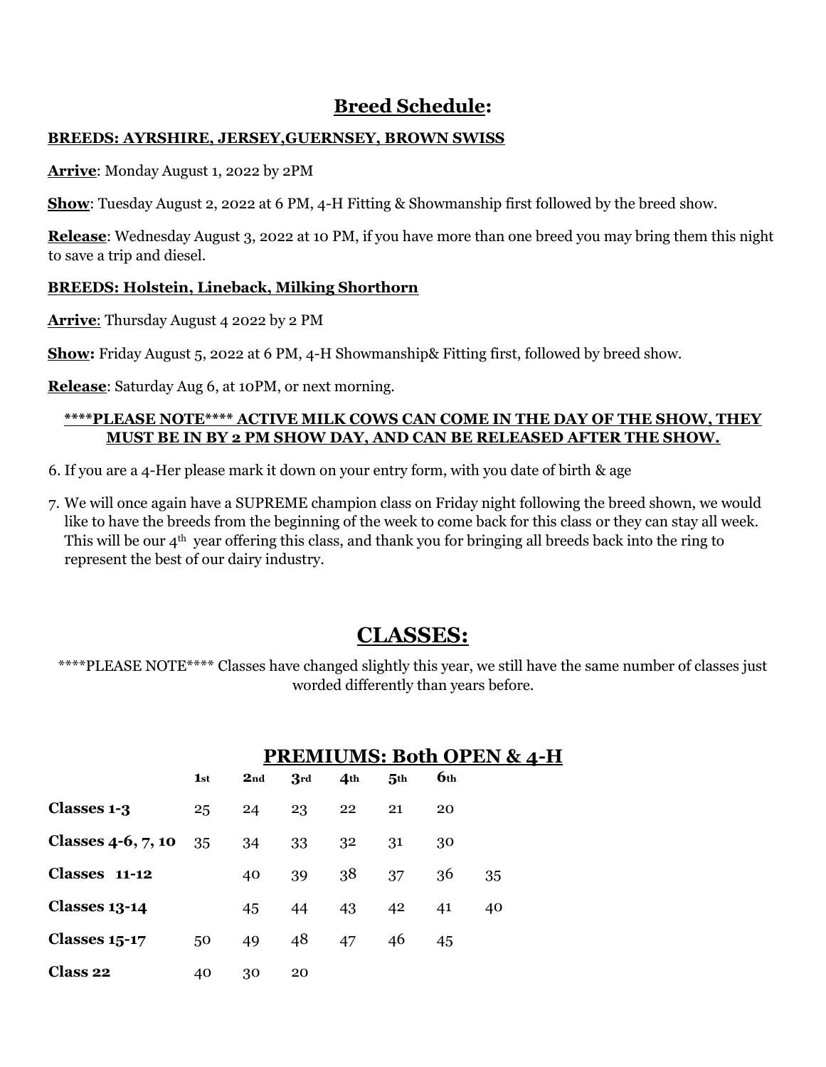## **Breed Schedule:**

**BREEDS: AYRSHIRE, JERSEY,GUERNSEY, BROWN SWISS**

**Arrive**: Monday August 1, 2022 by 2PM

**Show**: Tuesday August 2, 2022 at 6 PM, 4-H Fitting & Showmanship first followed by the breed show.

**Release**: Wednesday August 3, 2022 at 10 PM, if you have more than one breed you may bring them this night to save a trip and diesel.

**BREEDS: Holstein, Lineback, Milking Shorthorn**

**Arrive**: Thursday August 4 2022 by 2 PM

**Show:** Friday August 5, 2022 at 6 PM, 4-H Showmanship& Fitting first, followed by breed show.

**Release**: Saturday Aug 6, at 10PM, or next morning.

**\*\*\*\*PLEASE NOTE\*\*\*\* ACTIVE MILK COWS CAN COME IN THE DAY OF THE SHOW, THEY MUST BE IN BY 2 PM SHOW DAY, AND CAN BE RELEASED AFTER THE SHOW.**

6. If you are a 4-Her please mark it down on your entry form, with you date of birth & age

7. We will once again have a SUPREME champion class on Friday night following the breed shown, we would like to have the breeds from the beginning of the week to come back for this class or they can stay all week. This will be our 4th year offering this class, and thank you for bringing all breeds back into the ring to represent the best of our dairy industry.

# **CLASSES:**

****PLEASE NOTE**** Classes have changed slightly this year, we still have the same number of classes just worded differently than years before.

## **PREMIUMS: Both OPEN & 4-H**

| | 1st | 2nd | 3rd | 4th | 5th | 6th | |
|---|---|---|---|---|---|---|---|
| **Classes 1-3** | 25 | 24 | 23 | 22 | 21 | 20 | |
| **Classes 4-6, 7, 10** | 35 | 34 | 33 | 32 | 31 | 30 | |
| **Classes 11-12** | | 40 | 39 | 38 | 37 | 36 | 35 |
| **Classes 13-14** | | 45 | 44 | 43 | 42 | 41 | 40 |
| **Classes 15-17** | 50 | 49 | 48 | 47 | 46 | 45 | |
| **Class 22** | 40 | 30 | 20 | | | | |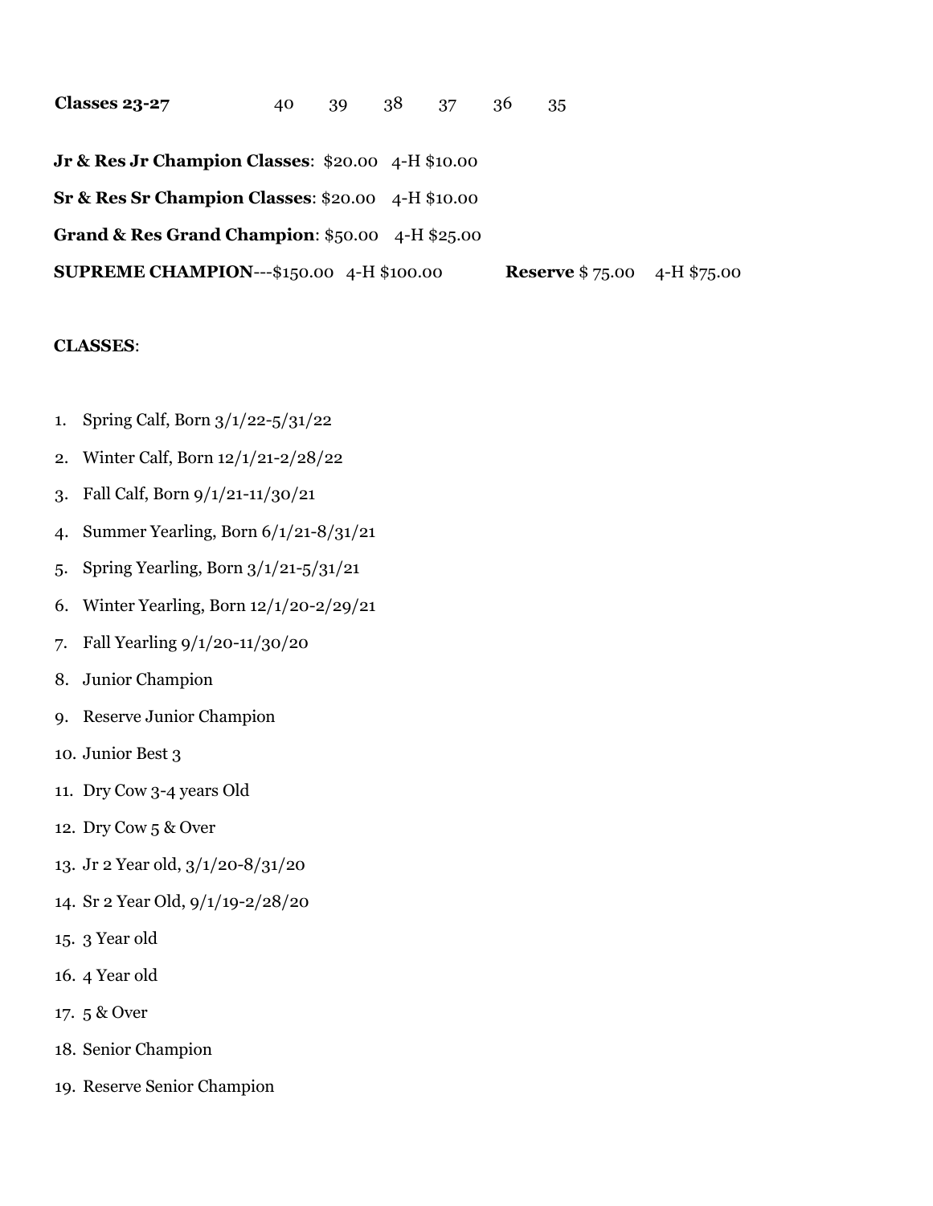| | | | | | | |
|---|---|---|---|---|---|---|
| **Classes 23-27** | 40 | 39 | 38 | 37 | 36 | 35 |

**Jr & Res Jr Champion Classes**: $20.00 4-H $10.00

**Sr & Res Sr Champion Classes**: $20.00 4-H $10.00

**Grand & Res Grand Champion**: $50.00 4-H $25.00

**SUPREME CHAMPION**---$150.00 4-H $100.00 **Reserve** $ 75.00 4-H $75.00

**CLASSES**:

1. Spring Calf, Born 3/1/22-5/31/22
2. Winter Calf, Born 12/1/21-2/28/22
3. Fall Calf, Born 9/1/21-11/30/21
4. Summer Yearling, Born 6/1/21-8/31/21
5. Spring Yearling, Born 3/1/21-5/31/21
6. Winter Yearling, Born 12/1/20-2/29/21
7. Fall Yearling 9/1/20-11/30/20
8. Junior Champion
9. Reserve Junior Champion
10. Junior Best 3
11. Dry Cow 3-4 years Old
12. Dry Cow 5 & Over
13. Jr 2 Year old, 3/1/20-8/31/20
14. Sr 2 Year Old, 9/1/19-2/28/20
15. 3 Year old
16. 4 Year old
17. 5 & Over
18. Senior Champion
19. Reserve Senior Champion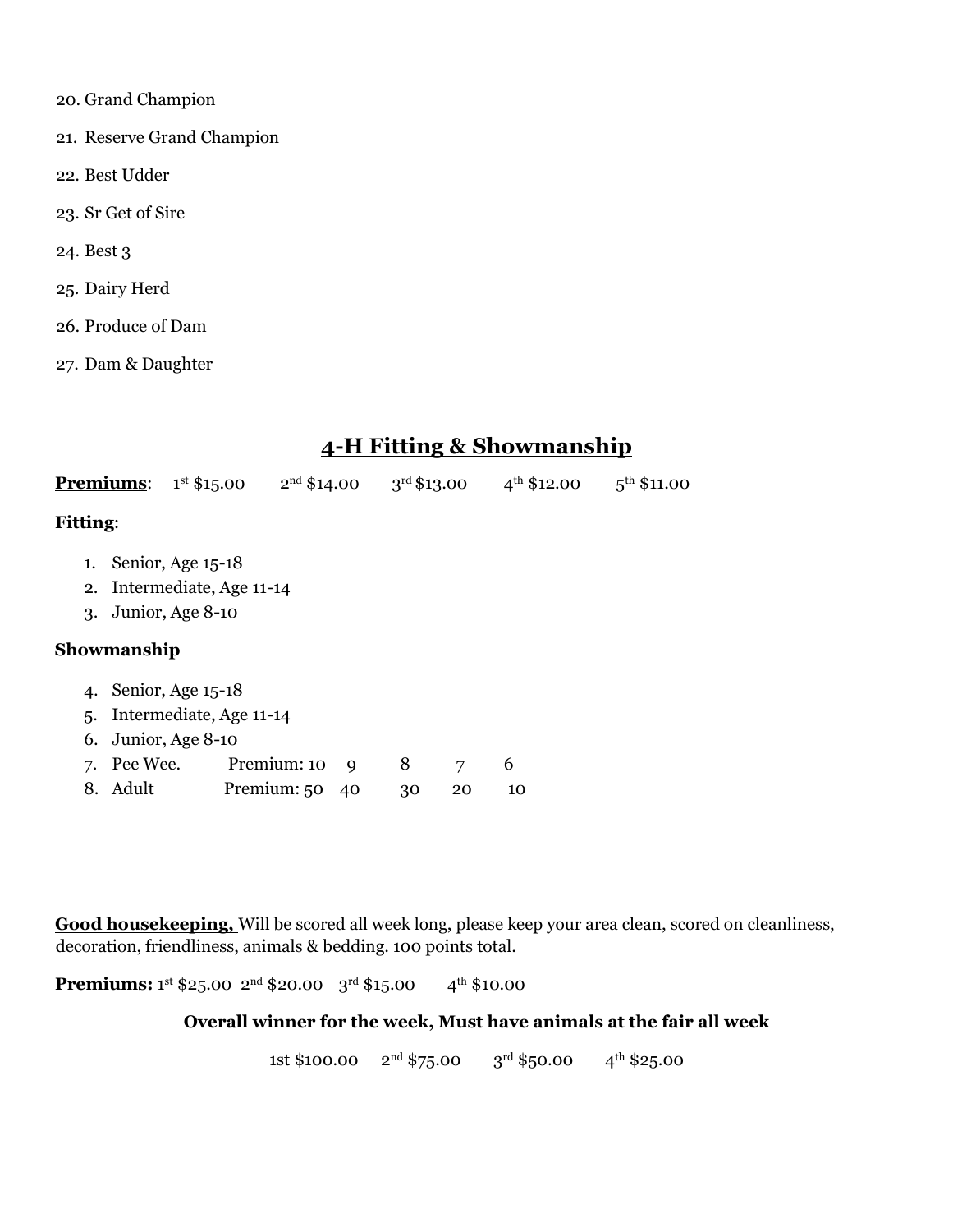20. Grand Champion

21. Reserve Grand Champion

22. Best Udder

23. Sr Get of Sire

24. Best 3

25. Dairy Herd

26. Produce of Dam

27. Dam & Daughter

## 4-H Fitting & Showmanship

**Premiums**: 1st $15.00 2nd $14.00 3rd $13.00 4th $12.00 5th $11.00

**Fitting**:

1. Senior, Age 15-18
2. Intermediate, Age 11-14
3. Junior, Age 8-10

**Showmanship**

4. Senior, Age 15-18
5. Intermediate, Age 11-14
6. Junior, Age 8-10
7. Pee Wee. Premium: 10 9 8 7 6
8. Adult Premium: 50 40 30 20 10

**Good housekeeping,** Will be scored all week long, please keep your area clean, scored on cleanliness, decoration, friendliness, animals & bedding. 100 points total.

**Premiums:** 1st $25.00 2nd $20.00 3rd $15.00 4th $10.00

**Overall winner for the week, Must have animals at the fair all week**

1st $100.00 2nd $75.00 3rd $50.00 4th $25.00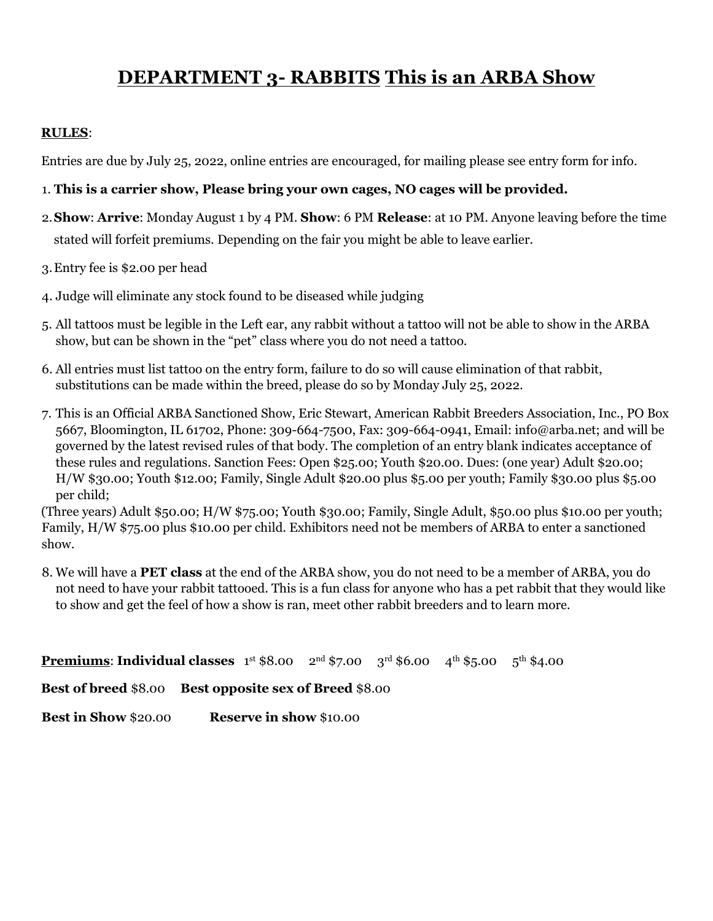# DEPARTMENT 3- RABBITS This is an ARBA Show

**RULES**:

Entries are due by July 25, 2022, online entries are encouraged, for mailing please see entry form for info.

1. **This is a carrier show, Please bring your own cages, NO cages will be provided.**
2. **Show**: **Arrive**: Monday August 1 by 4 PM. **Show**: 6 PM **Release**: at 10 PM. Anyone leaving before the time stated will forfeit premiums. Depending on the fair you might be able to leave earlier.
3. Entry fee is $2.00 per head
4. Judge will eliminate any stock found to be diseased while judging
5. All tattoos must be legible in the Left ear, any rabbit without a tattoo will not be able to show in the ARBA show, but can be shown in the "pet" class where you do not need a tattoo.
6. All entries must list tattoo on the entry form, failure to do so will cause elimination of that rabbit, substitutions can be made within the breed, please do so by Monday July 25, 2022.
7. This is an Official ARBA Sanctioned Show, Eric Stewart, American Rabbit Breeders Association, Inc., PO Box 5667, Bloomington, IL 61702, Phone: 309-664-7500, Fax: 309-664-0941, Email: info@arba.net; and will be governed by the latest revised rules of that body. The completion of an entry blank indicates acceptance of these rules and regulations. Sanction Fees: Open $25.00; Youth $20.00. Dues: (one year) Adult $20.00; H/W $30.00; Youth $12.00; Family, Single Adult $20.00 plus $5.00 per youth; Family $30.00 plus $5.00 per child;

(Three years) Adult $50.00; H/W $75.00; Youth $30.00; Family, Single Adult, $50.00 plus $10.00 per youth; Family, H/W $75.00 plus $10.00 per child. Exhibitors need not be members of ARBA to enter a sanctioned show.

8. We will have a **PET class** at the end of the ARBA show, you do not need to be a member of ARBA, you do not need to have your rabbit tattooed. This is a fun class for anyone who has a pet rabbit that they would like to show and get the feel of how a show is ran, meet other rabbit breeders and to learn more.

**Premiums**: **Individual classes** 1st $8.00 2nd $7.00 3rd $6.00 4th $5.00 5th $4.00

**Best of breed** $8.00 **Best opposite sex of Breed** $8.00

**Best in Show** $20.00 **Reserve in show** $10.00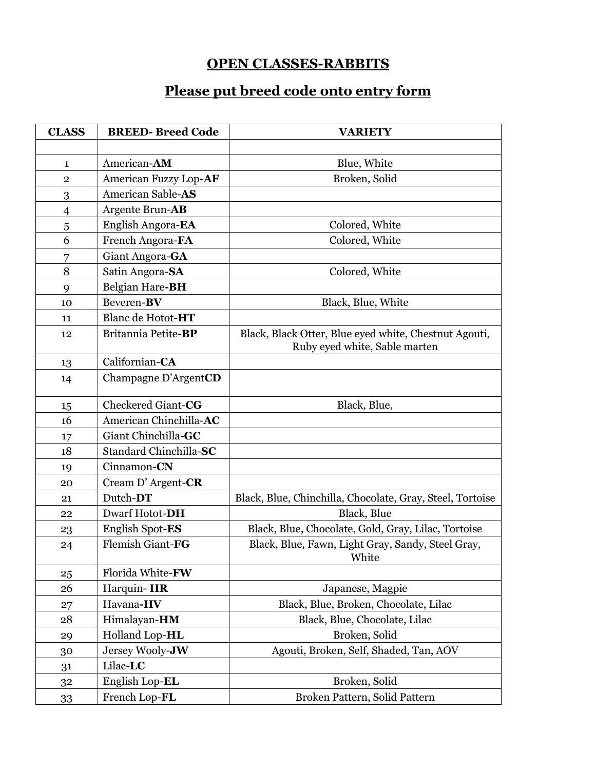## OPEN CLASSES-RABBITS

## Please put breed code onto entry form

| CLASS | BREED- Breed Code | VARIETY |
|---|---|---|
| | | |
| 1 | American-**AM** | Blue, White |
| 2 | American Fuzzy Lop**-AF** | Broken, Solid |
| 3 | American Sable-**AS** | |
| 4 | Argente Brun-**AB** | |
| 5 | English Angora-**EA** | Colored, White |
| 6 | French Angora-**FA** | Colored, White |
| 7 | Giant Angora-**GA** | |
| 8 | Satin Angora-**SA** | Colored, White |
| 9 | Belgian Hare**-BH** | |
| 10 | Beveren-**BV** | Black, Blue, White |
| 11 | Blanc de Hotot-**HT** | |
| 12 | Britannia Petite-**BP** | Black, Black Otter, Blue eyed white, Chestnut Agouti, Ruby eyed white, Sable marten |
| 13 | Californian-**CA** | |
| 14 | Champagne D'Argent**CD** | |
| 15 | Checkered Giant-**CG** | Black, Blue, |
| 16 | American Chinchilla-**AC** | |
| 17 | Giant Chinchilla-**GC** | |
| 18 | Standard Chinchilla-**SC** | |
| 19 | Cinnamon-**CN** | |
| 20 | Cream D' Argent-**CR** | |
| 21 | Dutch-**DT** | Black, Blue, Chinchilla, Chocolate, Gray, Steel, Tortoise |
| 22 | Dwarf Hotot-**DH** | Black, Blue |
| 23 | English Spot-**ES** | Black, Blue, Chocolate, Gold, Gray, Lilac, Tortoise |
| 24 | Flemish Giant-**FG** | Black, Blue, Fawn, Light Gray, Sandy, Steel Gray, White |
| 25 | Florida White-**FW** | |
| 26 | Harquin- **HR** | Japanese, Magpie |
| 27 | Havana**-HV** | Black, Blue, Broken, Chocolate, Lilac |
| 28 | Himalayan-**HM** | Black, Blue, Chocolate, Lilac |
| 29 | Holland Lop-**HL** | Broken, Solid |
| 30 | Jersey Wooly-**JW** | Agouti, Broken, Self, Shaded, Tan, AOV |
| 31 | Lilac-**LC** | |
| 32 | English Lop-**EL** | Broken, Solid |
| 33 | French Lop-**FL** | Broken Pattern, Solid Pattern |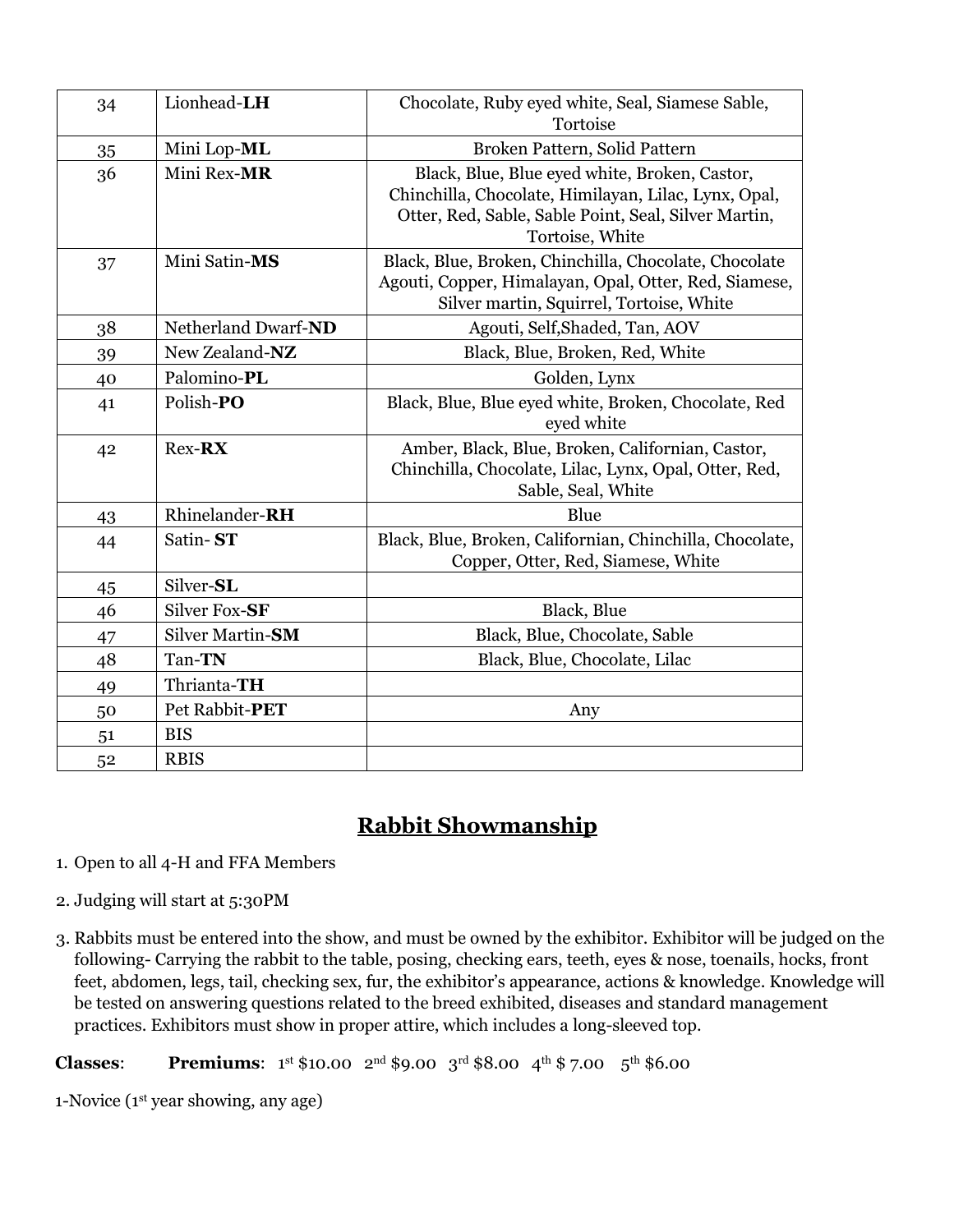| | | |
|---|---|---|
| 34 | Lionhead-**LH** | Chocolate, Ruby eyed white, Seal, Siamese Sable, Tortoise |
| 35 | Mini Lop-**ML** | Broken Pattern, Solid Pattern |
| 36 | Mini Rex-**MR** | Black, Blue, Blue eyed white, Broken, Castor, Chinchilla, Chocolate, Himilayan, Lilac, Lynx, Opal, Otter, Red, Sable, Sable Point, Seal, Silver Martin, Tortoise, White |
| 37 | Mini Satin-**MS** | Black, Blue, Broken, Chinchilla, Chocolate, Chocolate Agouti, Copper, Himalayan, Opal, Otter, Red, Siamese, Silver martin, Squirrel, Tortoise, White |
| 38 | Netherland Dwarf-**ND** | Agouti, Self,Shaded, Tan, AOV |
| 39 | New Zealand-**NZ** | Black, Blue, Broken, Red, White |
| 40 | Palomino-**PL** | Golden, Lynx |
| 41 | Polish-**PO** | Black, Blue, Blue eyed white, Broken, Chocolate, Red eyed white |
| 42 | Rex-**RX** | Amber, Black, Blue, Broken, Californian, Castor, Chinchilla, Chocolate, Lilac, Lynx, Opal, Otter, Red, Sable, Seal, White |
| 43 | Rhinelander-**RH** | Blue |
| 44 | Satin- **ST** | Black, Blue, Broken, Californian, Chinchilla, Chocolate, Copper, Otter, Red, Siamese, White |
| 45 | Silver-**SL** | |
| 46 | Silver Fox-**SF** | Black, Blue |
| 47 | Silver Martin-**SM** | Black, Blue, Chocolate, Sable |
| 48 | Tan-**TN** | Black, Blue, Chocolate, Lilac |
| 49 | Thrianta-**TH** | |
| 50 | Pet Rabbit-**PET** | Any |
| 51 | BIS | |
| 52 | RBIS | |

## Rabbit Showmanship

1. Open to all 4-H and FFA Members
2. Judging will start at 5:30PM
3. Rabbits must be entered into the show, and must be owned by the exhibitor. Exhibitor will be judged on the following- Carrying the rabbit to the table, posing, checking ears, teeth, eyes & nose, toenails, hocks, front feet, abdomen, legs, tail, checking sex, fur, the exhibitor's appearance, actions & knowledge. Knowledge will be tested on answering questions related to the breed exhibited, diseases and standard management practices. Exhibitors must show in proper attire, which includes a long-sleeved top.

**Classes**: **Premiums**: 1st $10.00 2nd $9.00 3rd $8.00 4th $ 7.00 5th $6.00

1-Novice (1st year showing, any age)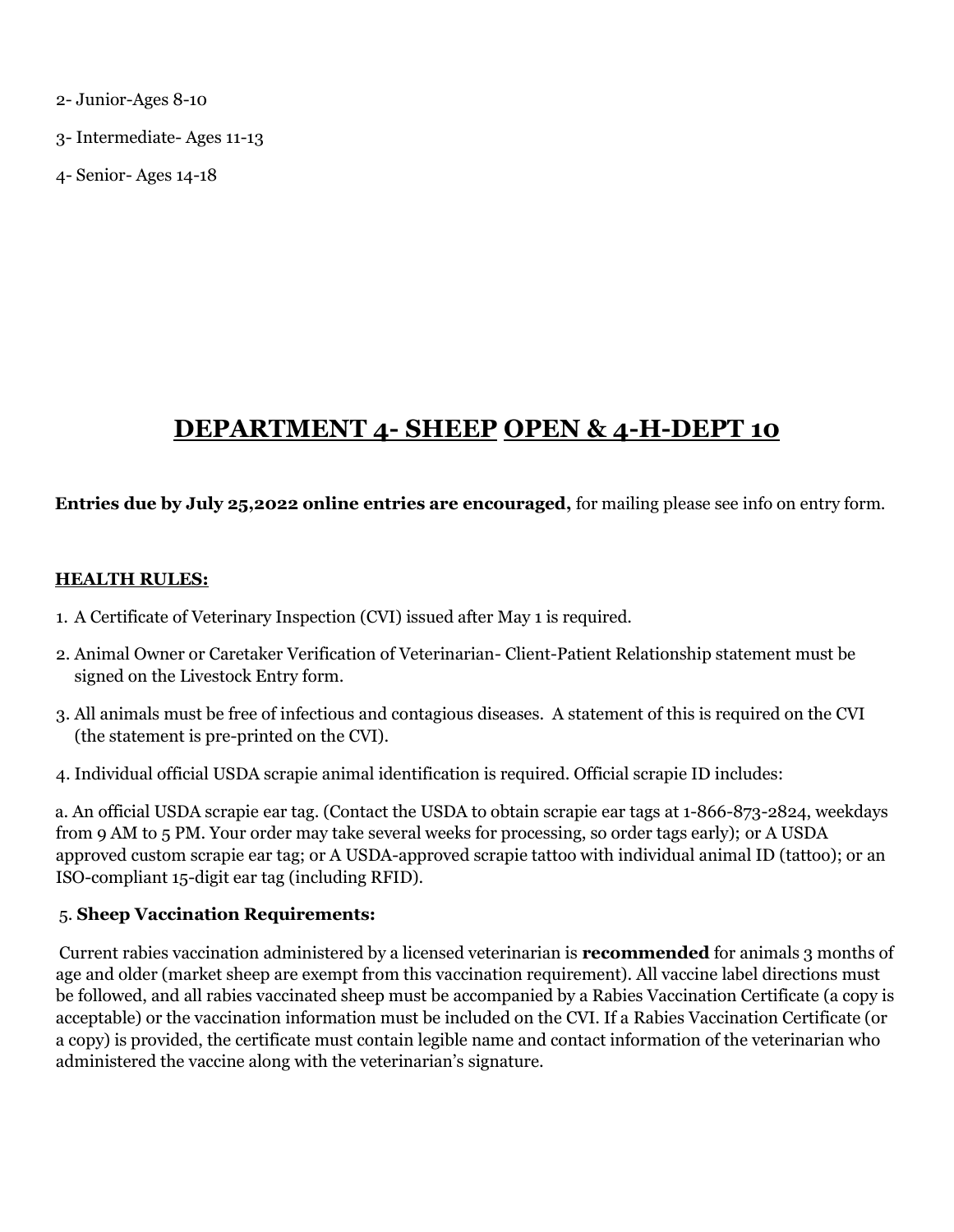2- Junior-Ages 8-10

3- Intermediate- Ages 11-13

4- Senior- Ages 14-18

# DEPARTMENT 4- SHEEP OPEN & 4-H-DEPT 10

**Entries due by July 25,2022 online entries are encouraged,** for mailing please see info on entry form.

**HEALTH RULES:**

1. A Certificate of Veterinary Inspection (CVI) issued after May 1 is required.
2. Animal Owner or Caretaker Verification of Veterinarian- Client-Patient Relationship statement must be signed on the Livestock Entry form.
3. All animals must be free of infectious and contagious diseases. A statement of this is required on the CVI (the statement is pre-printed on the CVI).
4. Individual official USDA scrapie animal identification is required. Official scrapie ID includes:

a. An official USDA scrapie ear tag. (Contact the USDA to obtain scrapie ear tags at 1-866-873-2824, weekdays from 9 AM to 5 PM. Your order may take several weeks for processing, so order tags early); or A USDA approved custom scrapie ear tag; or A USDA-approved scrapie tattoo with individual animal ID (tattoo); or an ISO-compliant 15-digit ear tag (including RFID).

5. **Sheep Vaccination Requirements:**

Current rabies vaccination administered by a licensed veterinarian is **recommended** for animals 3 months of age and older (market sheep are exempt from this vaccination requirement). All vaccine label directions must be followed, and all rabies vaccinated sheep must be accompanied by a Rabies Vaccination Certificate (a copy is acceptable) or the vaccination information must be included on the CVI. If a Rabies Vaccination Certificate (or a copy) is provided, the certificate must contain legible name and contact information of the veterinarian who administered the vaccine along with the veterinarian's signature.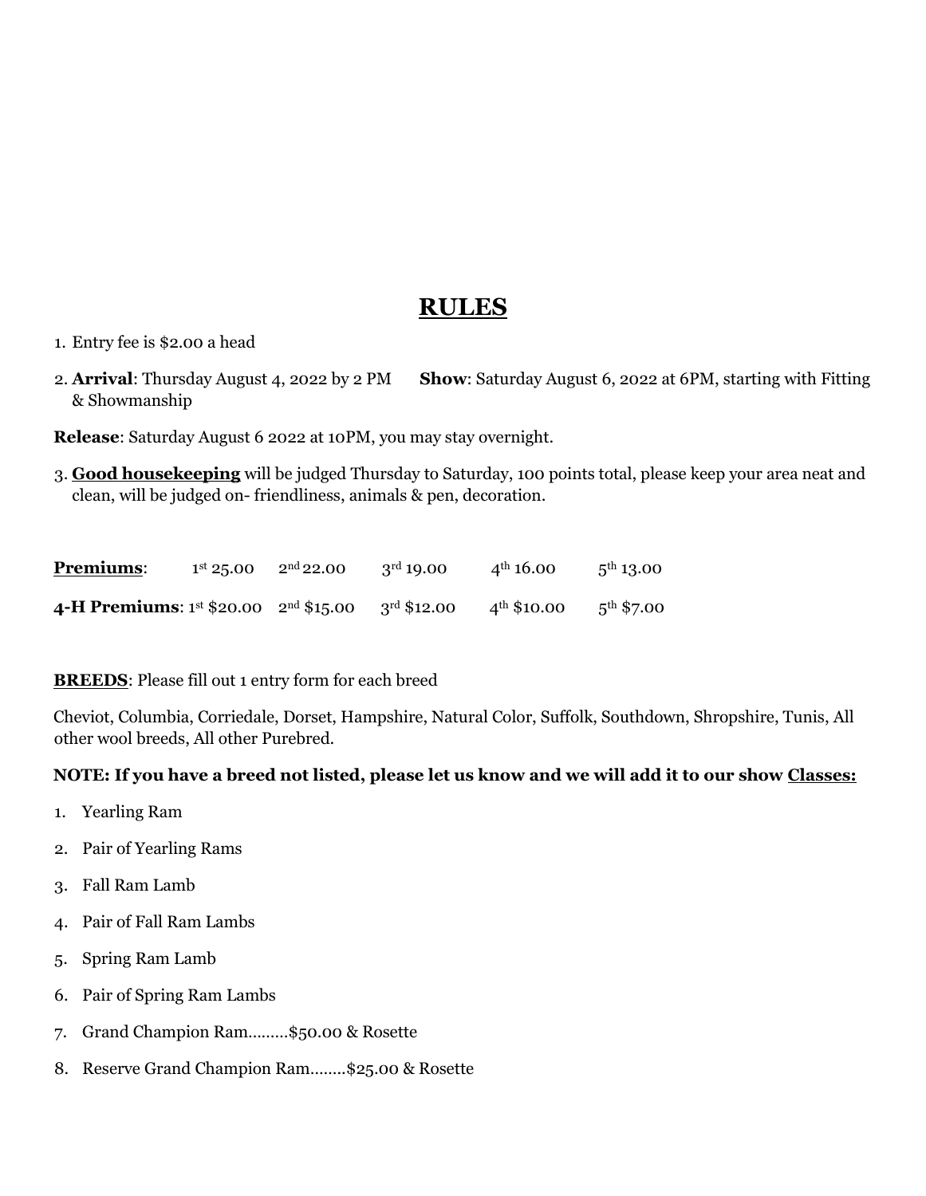# RULES

1. Entry fee is $2.00 a head
2. **Arrival**: Thursday August 4, 2022 by 2 PM **Show**: Saturday August 6, 2022 at 6PM, starting with Fitting & Showmanship

**Release**: Saturday August 6 2022 at 10PM, you may stay overnight.

3. **Good housekeeping** will be judged Thursday to Saturday, 100 points total, please keep your area neat and clean, will be judged on- friendliness, animals & pen, decoration.

**Premiums**: 1st 25.00 2nd 22.00 3rd 19.00 4th 16.00 5th 13.00

**4-H Premiums**: 1st $20.00 2nd $15.00 3rd $12.00 4th $10.00 5th $7.00

**BREEDS**: Please fill out 1 entry form for each breed

Cheviot, Columbia, Corriedale, Dorset, Hampshire, Natural Color, Suffolk, Southdown, Shropshire, Tunis, All other wool breeds, All other Purebred.

**NOTE: If you have a breed not listed, please let us know and we will add it to our show Classes:**

1. Yearling Ram
2. Pair of Yearling Rams
3. Fall Ram Lamb
4. Pair of Fall Ram Lambs
5. Spring Ram Lamb
6. Pair of Spring Ram Lambs
7. Grand Champion Ram.........$50.00 & Rosette
8. Reserve Grand Champion Ram........$25.00 & Rosette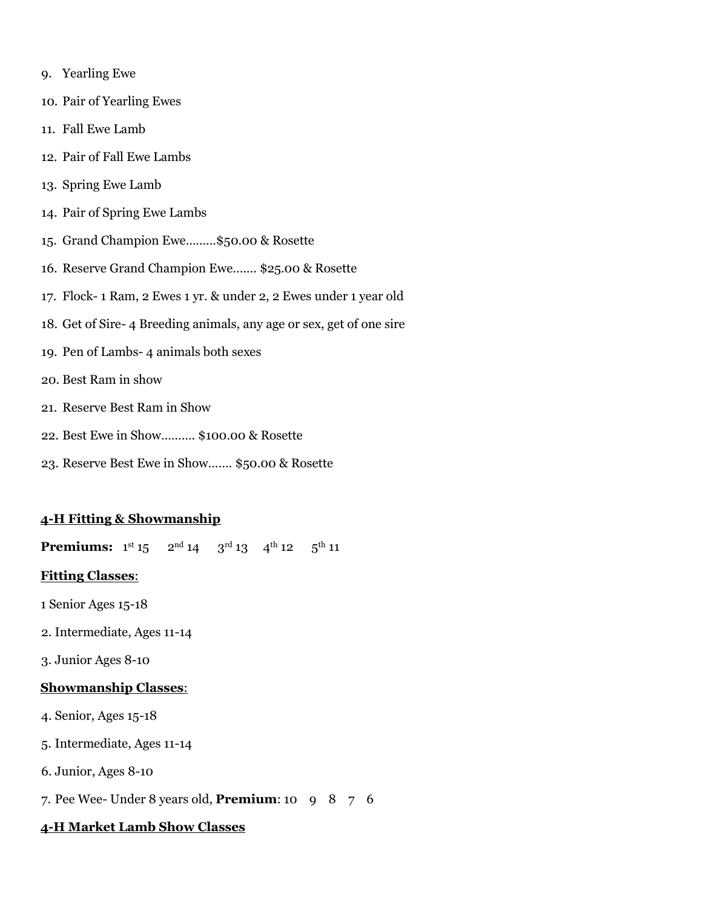9. Yearling Ewe
10. Pair of Yearling Ewes
11. Fall Ewe Lamb
12. Pair of Fall Ewe Lambs
13. Spring Ewe Lamb
14. Pair of Spring Ewe Lambs
15. Grand Champion Ewe………$50.00 & Rosette
16. Reserve Grand Champion Ewe……. $25.00 & Rosette
17. Flock- 1 Ram, 2 Ewes 1 yr. & under 2, 2 Ewes under 1 year old
18. Get of Sire- 4 Breeding animals, any age or sex, get of one sire
19. Pen of Lambs- 4 animals both sexes
20. Best Ram in show
21. Reserve Best Ram in Show
22. Best Ewe in Show………. $100.00 & Rosette
23. Reserve Best Ewe in Show……. $50.00 & Rosette

**4-H Fitting & Showmanship**

**Premiums:** 1st 15 2nd 14 3rd 13 4th 12 5th 11

**Fitting Classes**:

1 Senior Ages 15-18

2. Intermediate, Ages 11-14

3. Junior Ages 8-10

**Showmanship Classes**:

4. Senior, Ages 15-18

5. Intermediate, Ages 11-14

6. Junior, Ages 8-10

7. Pee Wee- Under 8 years old, **Premium**: 10 9 8 7 6

**4-H Market Lamb Show Classes**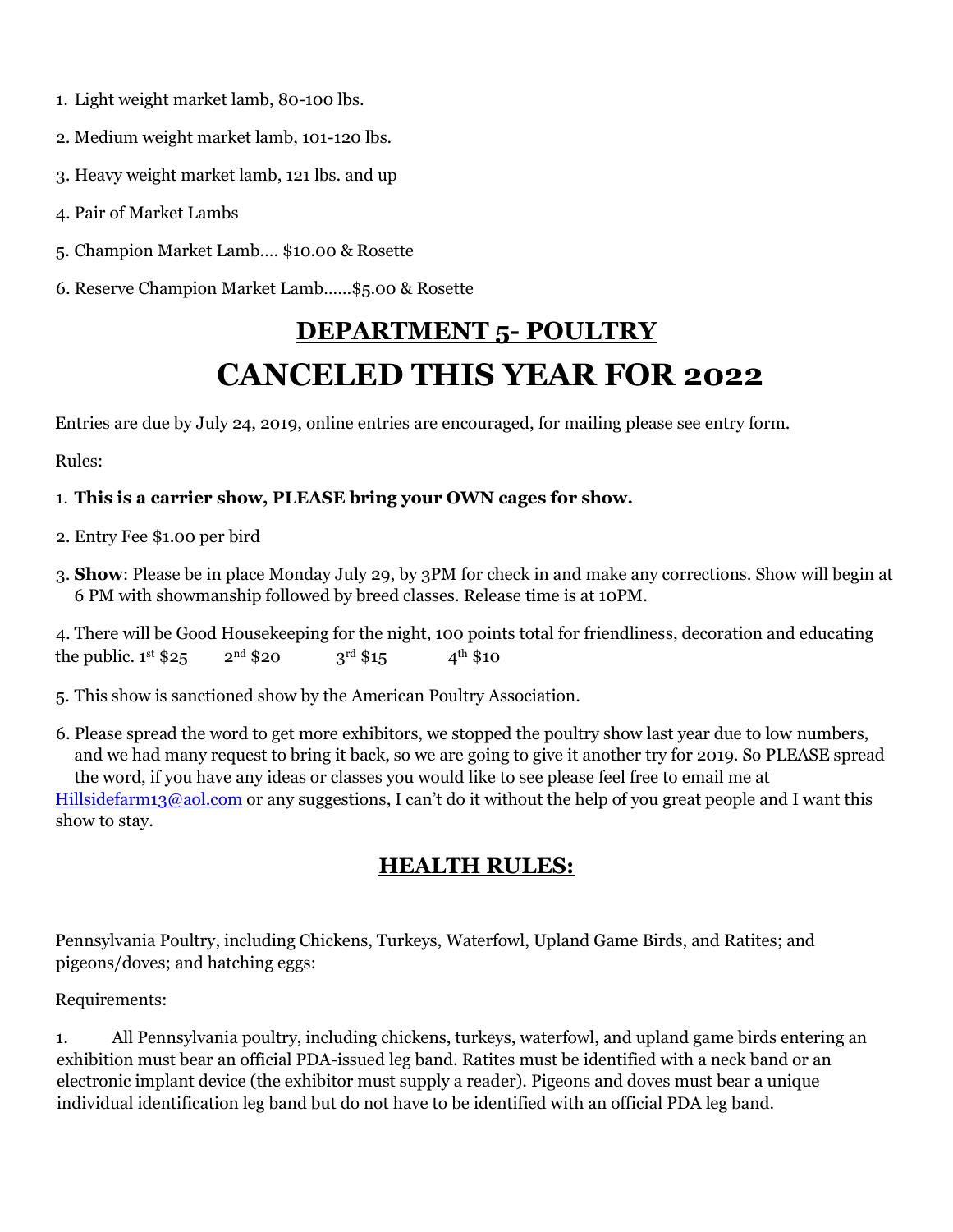1. Light weight market lamb, 80-100 lbs.
2. Medium weight market lamb, 101-120 lbs.
3. Heavy weight market lamb, 121 lbs. and up
4. Pair of Market Lambs
5. Champion Market Lamb.... $10.00 & Rosette
6. Reserve Champion Market Lamb……$5.00 & Rosette

## DEPARTMENT 5- POULTRY

# CANCELED THIS YEAR FOR 2022

Entries are due by July 24, 2019, online entries are encouraged, for mailing please see entry form.

Rules:

1. **This is a carrier show, PLEASE bring your OWN cages for show.**
2. Entry Fee $1.00 per bird
3. **Show**: Please be in place Monday July 29, by 3PM for check in and make any corrections. Show will begin at 6 PM with showmanship followed by breed classes. Release time is at 10PM.
4. There will be Good Housekeeping for the night, 100 points total for friendliness, decoration and educating the public. 1st $25 2nd $20 3rd $15 4th $10
5. This show is sanctioned show by the American Poultry Association.
6. Please spread the word to get more exhibitors, we stopped the poultry show last year due to low numbers, and we had many request to bring it back, so we are going to give it another try for 2019. So PLEASE spread the word, if you have any ideas or classes you would like to see please feel free to email me at Hillsidefarm13@aol.com or any suggestions, I can't do it without the help of you great people and I want this show to stay.

## HEALTH RULES:

Pennsylvania Poultry, including Chickens, Turkeys, Waterfowl, Upland Game Birds, and Ratites; and pigeons/doves; and hatching eggs:

Requirements:

1. All Pennsylvania poultry, including chickens, turkeys, waterfowl, and upland game birds entering an exhibition must bear an official PDA-issued leg band. Ratites must be identified with a neck band or an electronic implant device (the exhibitor must supply a reader). Pigeons and doves must bear a unique individual identification leg band but do not have to be identified with an official PDA leg band.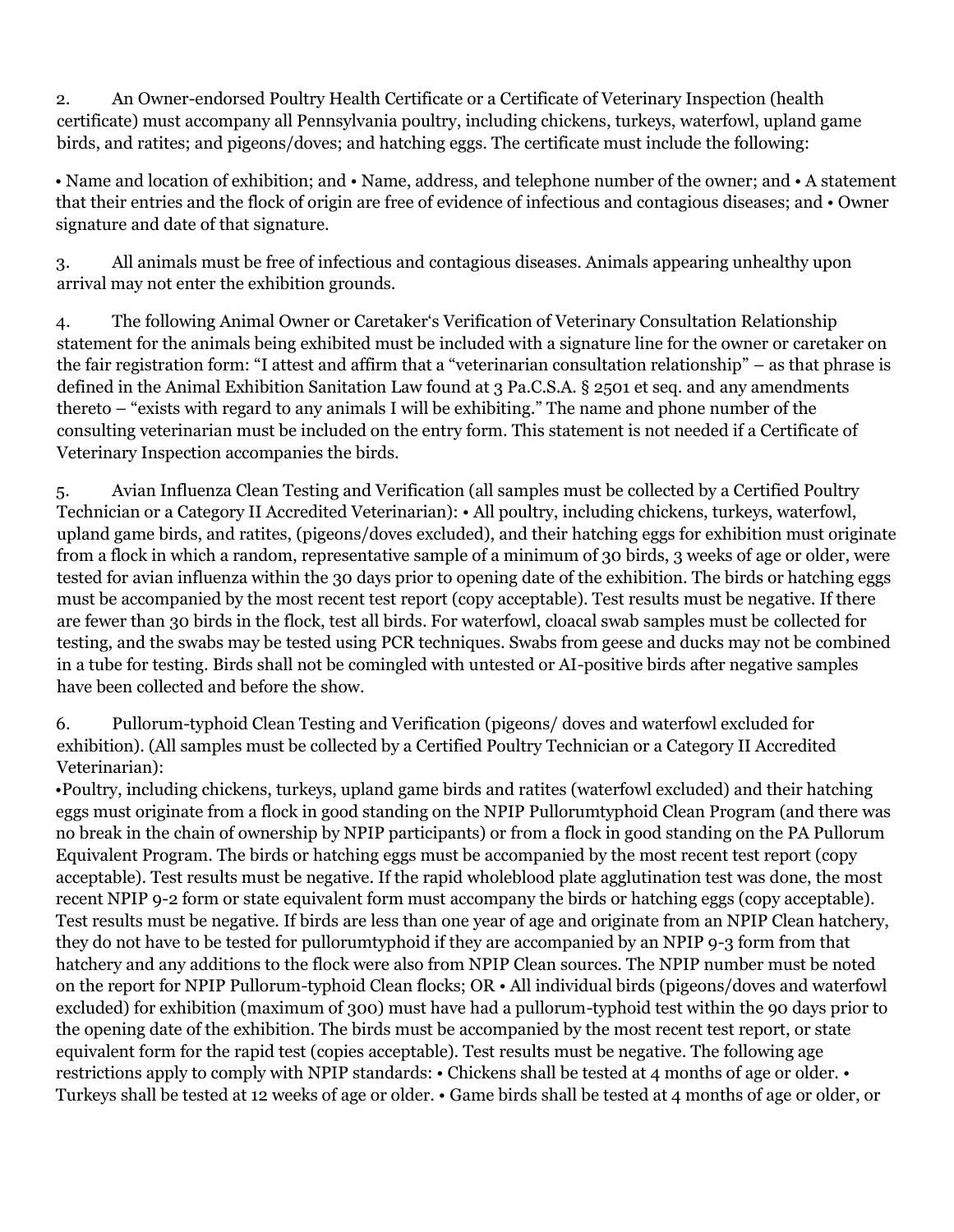2. An Owner-endorsed Poultry Health Certificate or a Certificate of Veterinary Inspection (health certificate) must accompany all Pennsylvania poultry, including chickens, turkeys, waterfowl, upland game birds, and ratites; and pigeons/doves; and hatching eggs. The certificate must include the following:

• Name and location of exhibition; and • Name, address, and telephone number of the owner; and • A statement that their entries and the flock of origin are free of evidence of infectious and contagious diseases; and • Owner signature and date of that signature.

3. All animals must be free of infectious and contagious diseases. Animals appearing unhealthy upon arrival may not enter the exhibition grounds.

4. The following Animal Owner or Caretaker's Verification of Veterinary Consultation Relationship statement for the animals being exhibited must be included with a signature line for the owner or caretaker on the fair registration form: "I attest and affirm that a "veterinarian consultation relationship" – as that phrase is defined in the Animal Exhibition Sanitation Law found at 3 Pa.C.S.A. § 2501 et seq. and any amendments thereto – "exists with regard to any animals I will be exhibiting." The name and phone number of the consulting veterinarian must be included on the entry form. This statement is not needed if a Certificate of Veterinary Inspection accompanies the birds.

5. Avian Influenza Clean Testing and Verification (all samples must be collected by a Certified Poultry Technician or a Category II Accredited Veterinarian): • All poultry, including chickens, turkeys, waterfowl, upland game birds, and ratites, (pigeons/doves excluded), and their hatching eggs for exhibition must originate from a flock in which a random, representative sample of a minimum of 30 birds, 3 weeks of age or older, were tested for avian influenza within the 30 days prior to opening date of the exhibition. The birds or hatching eggs must be accompanied by the most recent test report (copy acceptable). Test results must be negative. If there are fewer than 30 birds in the flock, test all birds. For waterfowl, cloacal swab samples must be collected for testing, and the swabs may be tested using PCR techniques. Swabs from geese and ducks may not be combined in a tube for testing. Birds shall not be comingled with untested or AI-positive birds after negative samples have been collected and before the show.

6. Pullorum-typhoid Clean Testing and Verification (pigeons/ doves and waterfowl excluded for exhibition). (All samples must be collected by a Certified Poultry Technician or a Category II Accredited Veterinarian):
•Poultry, including chickens, turkeys, upland game birds and ratites (waterfowl excluded) and their hatching eggs must originate from a flock in good standing on the NPIP Pullorumtyphoid Clean Program (and there was no break in the chain of ownership by NPIP participants) or from a flock in good standing on the PA Pullorum Equivalent Program. The birds or hatching eggs must be accompanied by the most recent test report (copy acceptable). Test results must be negative. If the rapid wholeblood plate agglutination test was done, the most recent NPIP 9-2 form or state equivalent form must accompany the birds or hatching eggs (copy acceptable). Test results must be negative. If birds are less than one year of age and originate from an NPIP Clean hatchery, they do not have to be tested for pullorumtyphoid if they are accompanied by an NPIP 9-3 form from that hatchery and any additions to the flock were also from NPIP Clean sources. The NPIP number must be noted on the report for NPIP Pullorum-typhoid Clean flocks; OR • All individual birds (pigeons/doves and waterfowl excluded) for exhibition (maximum of 300) must have had a pullorum-typhoid test within the 90 days prior to the opening date of the exhibition. The birds must be accompanied by the most recent test report, or state equivalent form for the rapid test (copies acceptable). Test results must be negative. The following age restrictions apply to comply with NPIP standards: • Chickens shall be tested at 4 months of age or older. • Turkeys shall be tested at 12 weeks of age or older. • Game birds shall be tested at 4 months of age or older, or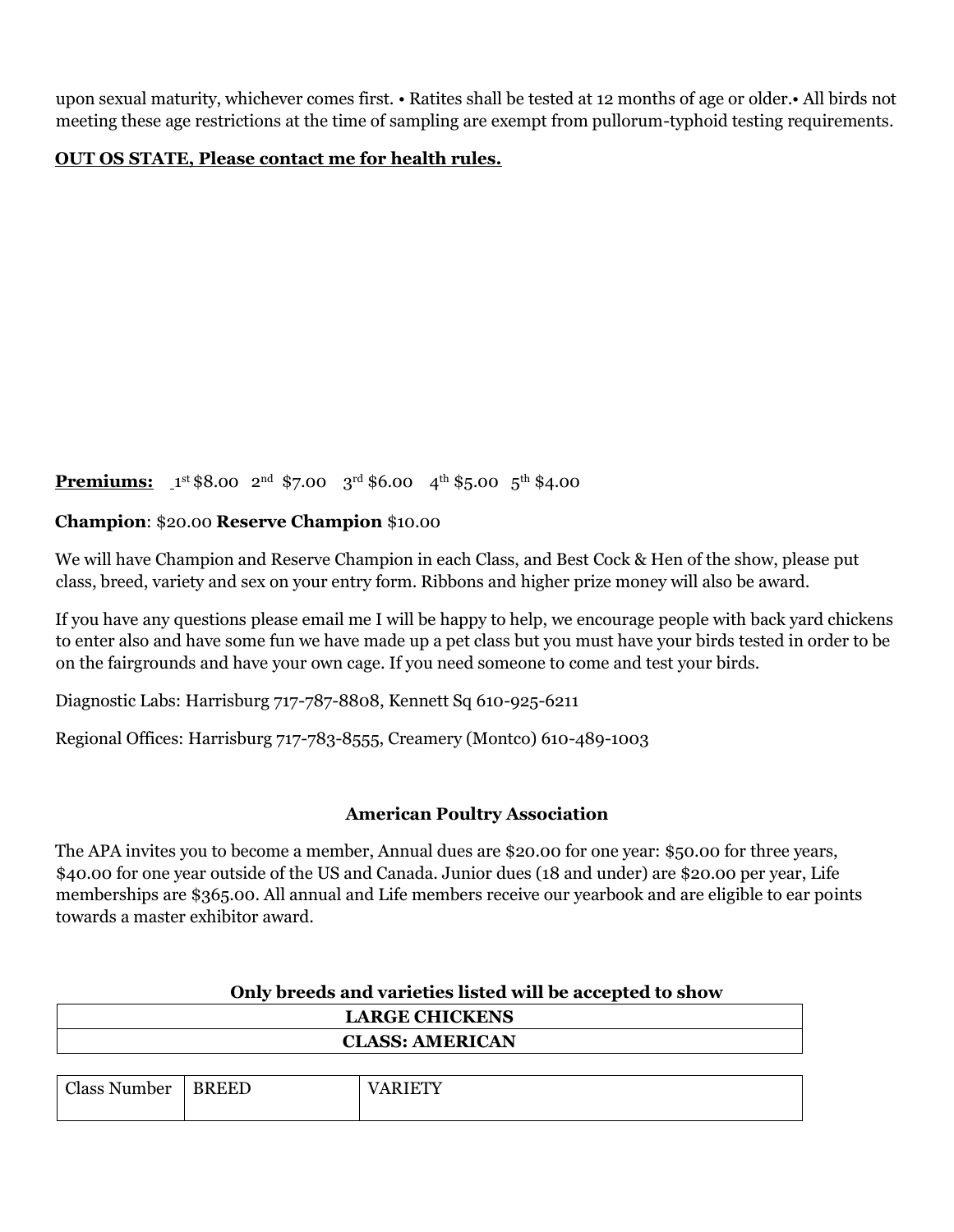upon sexual maturity, whichever comes first. • Ratites shall be tested at 12 months of age or older.• All birds not meeting these age restrictions at the time of sampling are exempt from pullorum-typhoid testing requirements.

**OUT OS STATE, Please contact me for health rules.**

**Premiums:** 1st $8.00 2nd $7.00 3rd $6.00 4th $5.00 5th $4.00

**Champion**: $20.00 **Reserve Champion** $10.00

We will have Champion and Reserve Champion in each Class, and Best Cock & Hen of the show, please put class, breed, variety and sex on your entry form. Ribbons and higher prize money will also be award.

If you have any questions please email me I will be happy to help, we encourage people with back yard chickens to enter also and have some fun we have made up a pet class but you must have your birds tested in order to be on the fairgrounds and have your own cage. If you need someone to come and test your birds.

Diagnostic Labs: Harrisburg 717-787-8808, Kennett Sq 610-925-6211

Regional Offices: Harrisburg 717-783-8555, Creamery (Montco) 610-489-1003

**American Poultry Association**

The APA invites you to become a member, Annual dues are $20.00 for one year: $50.00 for three years, $40.00 for one year outside of the US and Canada. Junior dues (18 and under) are $20.00 per year, Life memberships are $365.00. All annual and Life members receive our yearbook and are eligible to ear points towards a master exhibitor award.

**Only breeds and varieties listed will be accepted to show**

**LARGE CHICKENS**

**CLASS: AMERICAN**

| Class Number | BREED | VARIETY |
|---|---|---|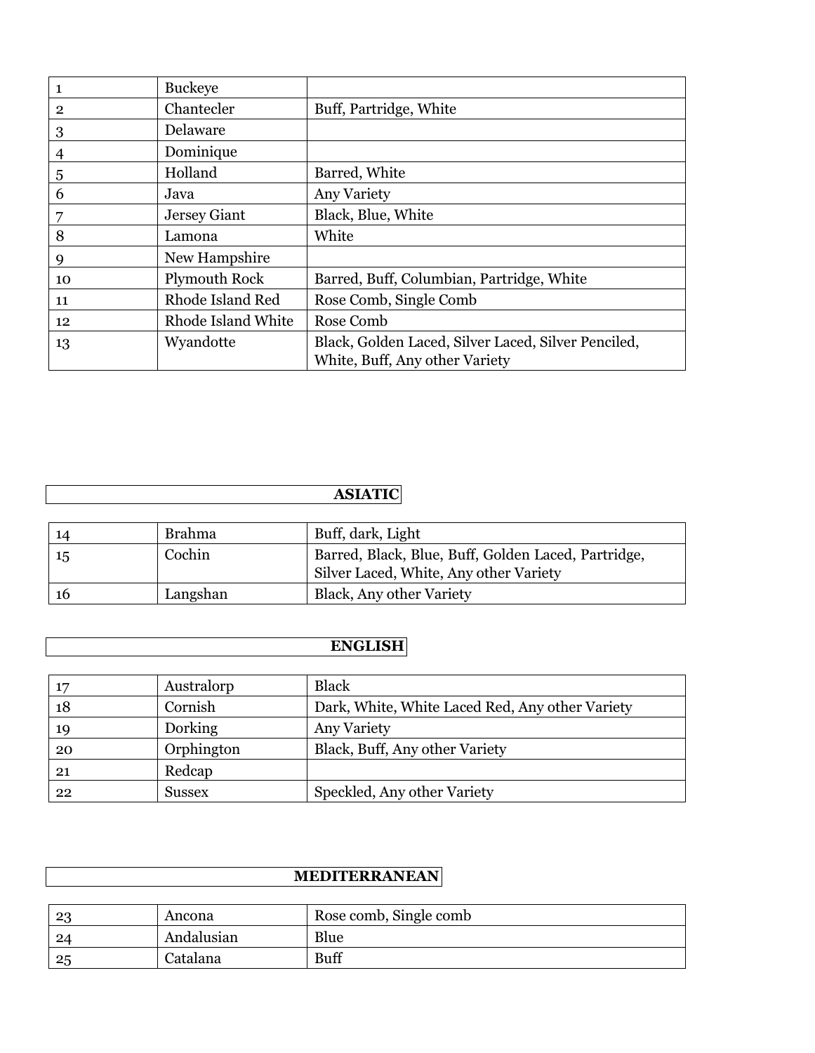| | | |
|---|---|---|
| 1 | Buckeye | |
| 2 | Chantecler | Buff, Partridge, White |
| 3 | Delaware | |
| 4 | Dominique | |
| 5 | Holland | Barred, White |
| 6 | Java | Any Variety |
| 7 | Jersey Giant | Black, Blue, White |
| 8 | Lamona | White |
| 9 | New Hampshire | |
| 10 | Plymouth Rock | Barred, Buff, Columbian, Partridge, White |
| 11 | Rhode Island Red | Rose Comb, Single Comb |
| 12 | Rhode Island White | Rose Comb |
| 13 | Wyandotte | Black, Golden Laced, Silver Laced, Silver Penciled, White, Buff, Any other Variety |

**ASIATIC**

| | | |
|---|---|---|
| 14 | Brahma | Buff, dark, Light |
| 15 | Cochin | Barred, Black, Blue, Buff, Golden Laced, Partridge, Silver Laced, White, Any other Variety |
| 16 | Langshan | Black, Any other Variety |

**ENGLISH**

| | | |
|---|---|---|
| 17 | Australorp | Black |
| 18 | Cornish | Dark, White, White Laced Red, Any other Variety |
| 19 | Dorking | Any Variety |
| 20 | Orphington | Black, Buff, Any other Variety |
| 21 | Redcap | |
| 22 | Sussex | Speckled, Any other Variety |

**MEDITERRANEAN**

| | | |
|---|---|---|
| 23 | Ancona | Rose comb, Single comb |
| 24 | Andalusian | Blue |
| 25 | Catalana | Buff |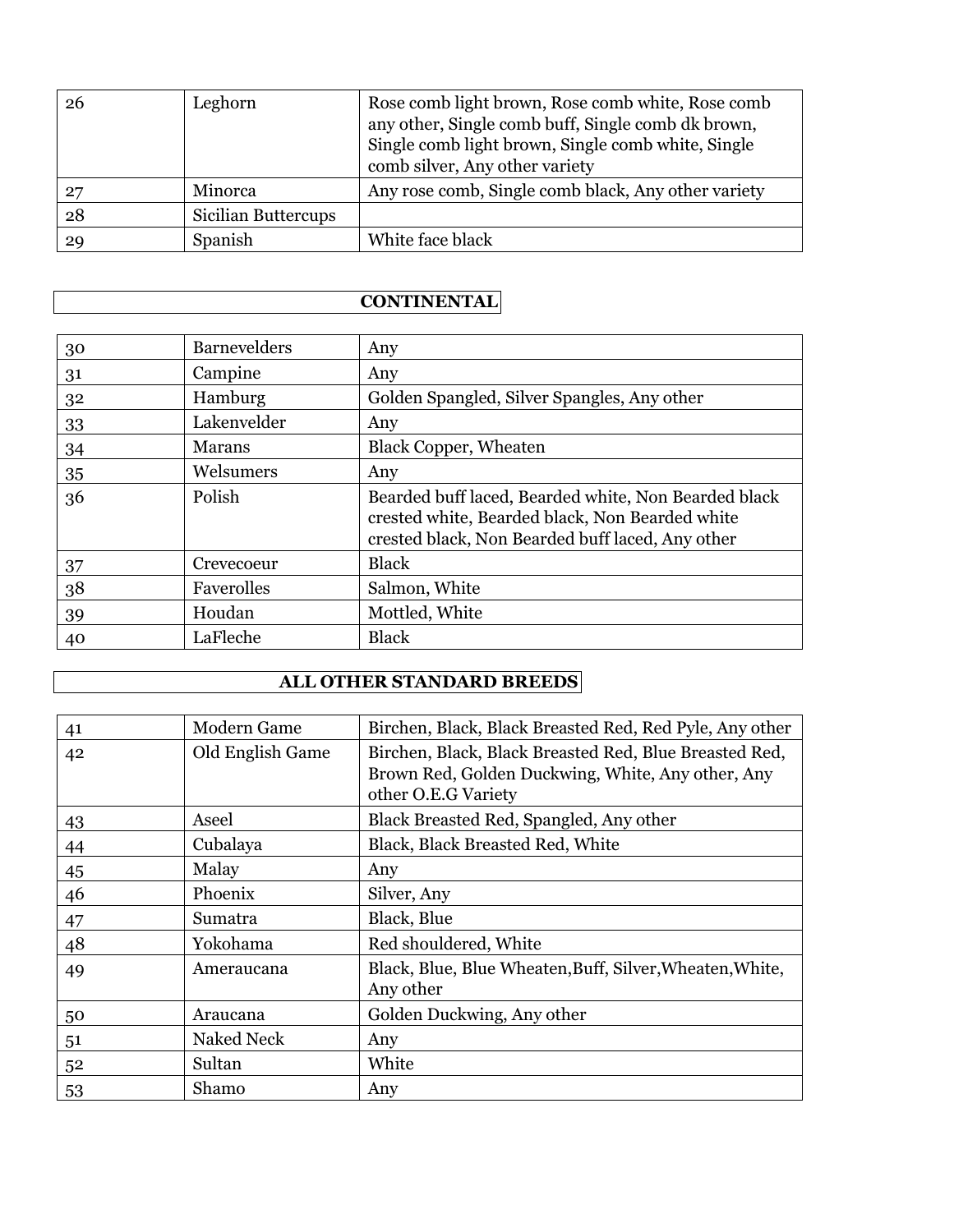| | | |
|---|---|---|
| 26 | Leghorn | Rose comb light brown, Rose comb white, Rose comb any other, Single comb buff, Single comb dk brown, Single comb light brown, Single comb white, Single comb silver, Any other variety |
| 27 | Minorca | Any rose comb, Single comb black, Any other variety |
| 28 | Sicilian Buttercups | |
| 29 | Spanish | White face black |

## CONTINENTAL

| | | |
|---|---|---|
| 30 | Barnevelders | Any |
| 31 | Campine | Any |
| 32 | Hamburg | Golden Spangled, Silver Spangles, Any other |
| 33 | Lakenvelder | Any |
| 34 | Marans | Black Copper, Wheaten |
| 35 | Welsumers | Any |
| 36 | Polish | Bearded buff laced, Bearded white, Non Bearded black crested white, Bearded black, Non Bearded white crested black, Non Bearded buff laced, Any other |
| 37 | Crevecoeur | Black |
| 38 | Faverolles | Salmon, White |
| 39 | Houdan | Mottled, White |
| 40 | LaFleche | Black |

## ALL OTHER STANDARD BREEDS

| | | |
|---|---|---|
| 41 | Modern Game | Birchen, Black, Black Breasted Red, Red Pyle, Any other |
| 42 | Old English Game | Birchen, Black, Black Breasted Red, Blue Breasted Red, Brown Red, Golden Duckwing, White, Any other, Any other O.E.G Variety |
| 43 | Aseel | Black Breasted Red, Spangled, Any other |
| 44 | Cubalaya | Black, Black Breasted Red, White |
| 45 | Malay | Any |
| 46 | Phoenix | Silver, Any |
| 47 | Sumatra | Black, Blue |
| 48 | Yokohama | Red shouldered, White |
| 49 | Ameraucana | Black, Blue, Blue Wheaten,Buff, Silver,Wheaten,White, Any other |
| 50 | Araucana | Golden Duckwing, Any other |
| 51 | Naked Neck | Any |
| 52 | Sultan | White |
| 53 | Shamo | Any |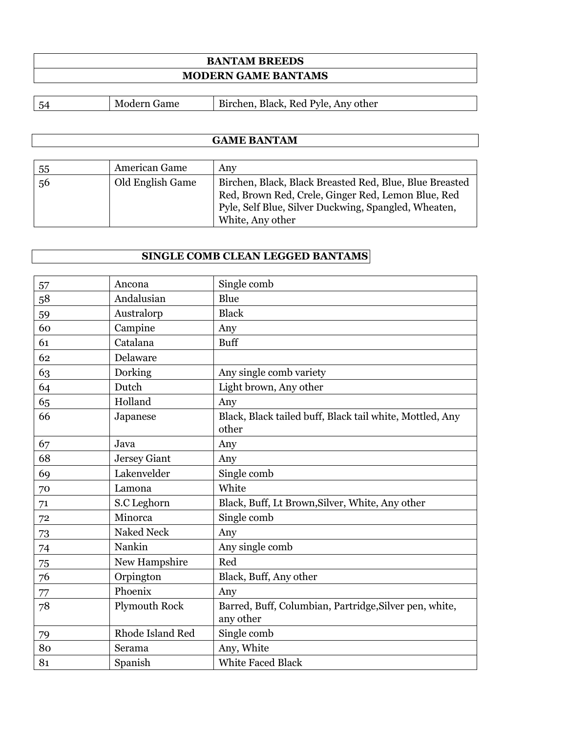# BANTAM BREEDS

## MODERN GAME BANTAMS

| | | |
|---|---|---|
| 54 | Modern Game | Birchen, Black, Red Pyle, Any other |

## GAME BANTAM

| | | |
|---|---|---|
| 55 | American Game | Any |
| 56 | Old English Game | Birchen, Black, Black Breasted Red, Blue, Blue Breasted Red, Brown Red, Crele, Ginger Red, Lemon Blue, Red Pyle, Self Blue, Silver Duckwing, Spangled, Wheaten, White, Any other |

## SINGLE COMB CLEAN LEGGED BANTAMS

| | | |
|---|---|---|
| 57 | Ancona | Single comb |
| 58 | Andalusian | Blue |
| 59 | Australorp | Black |
| 60 | Campine | Any |
| 61 | Catalana | Buff |
| 62 | Delaware | |
| 63 | Dorking | Any single comb variety |
| 64 | Dutch | Light brown, Any other |
| 65 | Holland | Any |
| 66 | Japanese | Black, Black tailed buff, Black tail white, Mottled, Any other |
| 67 | Java | Any |
| 68 | Jersey Giant | Any |
| 69 | Lakenvelder | Single comb |
| 70 | Lamona | White |
| 71 | S.C Leghorn | Black, Buff, Lt Brown,Silver, White, Any other |
| 72 | Minorca | Single comb |
| 73 | Naked Neck | Any |
| 74 | Nankin | Any single comb |
| 75 | New Hampshire | Red |
| 76 | Orpington | Black, Buff, Any other |
| 77 | Phoenix | Any |
| 78 | Plymouth Rock | Barred, Buff, Columbian, Partridge,Silver pen, white, any other |
| 79 | Rhode Island Red | Single comb |
| 80 | Serama | Any, White |
| 81 | Spanish | White Faced Black |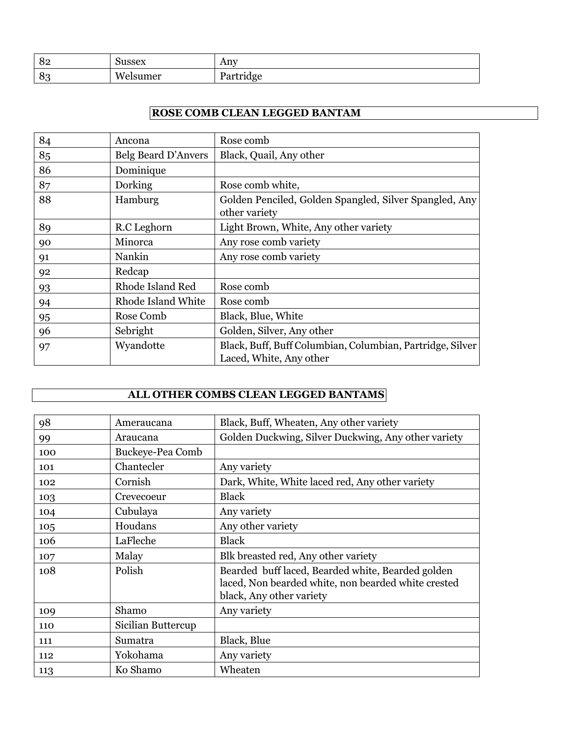| | | |
|---|---|---|
| 82 | Sussex | Any |
| 83 | Welsumer | Partridge |

## ROSE COMB CLEAN LEGGED BANTAM

| | | |
|---|---|---|
| 84 | Ancona | Rose comb |
| 85 | Belg Beard D'Anvers | Black, Quail, Any other |
| 86 | Dominique | |
| 87 | Dorking | Rose comb white, |
| 88 | Hamburg | Golden Penciled, Golden Spangled, Silver Spangled, Any other variety |
| 89 | R.C Leghorn | Light Brown, White, Any other variety |
| 90 | Minorca | Any rose comb variety |
| 91 | Nankin | Any rose comb variety |
| 92 | Redcap | |
| 93 | Rhode Island Red | Rose comb |
| 94 | Rhode Island White | Rose comb |
| 95 | Rose Comb | Black, Blue, White |
| 96 | Sebright | Golden, Silver, Any other |
| 97 | Wyandotte | Black, Buff, Buff Columbian, Columbian, Partridge, Silver Laced, White, Any other |

## ALL OTHER COMBS CLEAN LEGGED BANTAMS

| | | |
|---|---|---|
| 98 | Ameraucana | Black, Buff, Wheaten, Any other variety |
| 99 | Araucana | Golden Duckwing, Silver Duckwing, Any other variety |
| 100 | Buckeye-Pea Comb | |
| 101 | Chantecler | Any variety |
| 102 | Cornish | Dark, White, White laced red, Any other variety |
| 103 | Crevecoeur | Black |
| 104 | Cubulaya | Any variety |
| 105 | Houdans | Any other variety |
| 106 | LaFleche | Black |
| 107 | Malay | Blk breasted red, Any other variety |
| 108 | Polish | Bearded buff laced, Bearded white, Bearded golden laced, Non bearded white, non bearded white crested black, Any other variety |
| 109 | Shamo | Any variety |
| 110 | Sicilian Buttercup | |
| 111 | Sumatra | Black, Blue |
| 112 | Yokohama | Any variety |
| 113 | Ko Shamo | Wheaten |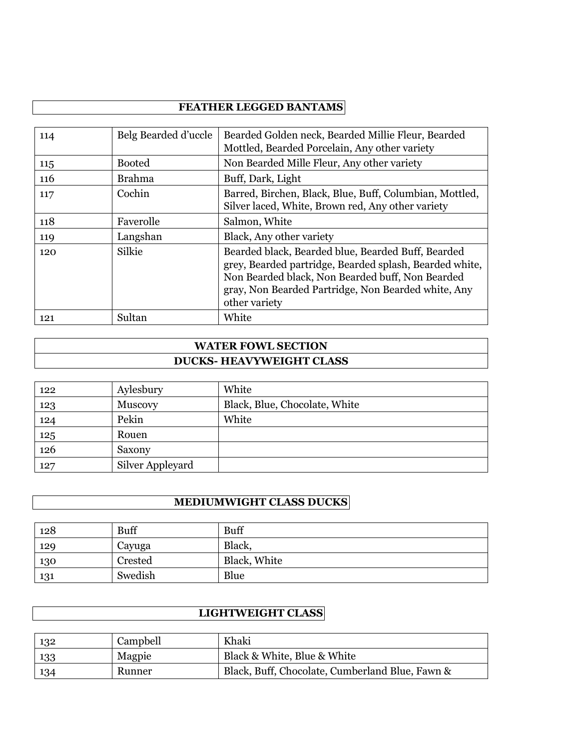## FEATHER LEGGED BANTAMS

| | | |
|---|---|---|
| 114 | Belg Bearded d'uccle | Bearded Golden neck, Bearded Millie Fleur, Bearded Mottled, Bearded Porcelain, Any other variety |
| 115 | Booted | Non Bearded Mille Fleur, Any other variety |
| 116 | Brahma | Buff, Dark, Light |
| 117 | Cochin | Barred, Birchen, Black, Blue, Buff, Columbian, Mottled, Silver laced, White, Brown red, Any other variety |
| 118 | Faverolle | Salmon, White |
| 119 | Langshan | Black, Any other variety |
| 120 | Silkie | Bearded black, Bearded blue, Bearded Buff, Bearded grey, Bearded partridge, Bearded splash, Bearded white, Non Bearded black, Non Bearded buff, Non Bearded gray, Non Bearded Partridge, Non Bearded white, Any other variety |
| 121 | Sultan | White |

## WATER FOWL SECTION

### DUCKS- HEAVYWEIGHT CLASS

| | | |
|---|---|---|
| 122 | Aylesbury | White |
| 123 | Muscovy | Black, Blue, Chocolate, White |
| 124 | Pekin | White |
| 125 | Rouen | |
| 126 | Saxony | |
| 127 | Silver Appleyard | |

### MEDIUMWIGHT CLASS DUCKS

| | | |
|---|---|---|
| 128 | Buff | Buff |
| 129 | Cayuga | Black, |
| 130 | Crested | Black, White |
| 131 | Swedish | Blue |

### LIGHTWEIGHT CLASS

| | | |
|---|---|---|
| 132 | Campbell | Khaki |
| 133 | Magpie | Black & White, Blue & White |
| 134 | Runner | Black, Buff, Chocolate, Cumberland Blue, Fawn & |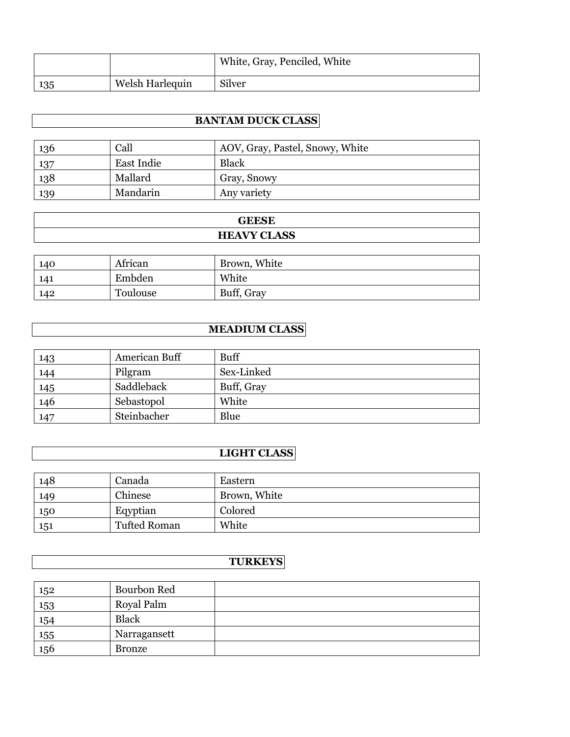| | | |
|---|---|---|
| | | White, Gray, Penciled, White |
| 135 | Welsh Harlequin | Silver |

**BANTAM DUCK CLASS**

| | | |
|---|---|---|
| 136 | Call | AOV, Gray, Pastel, Snowy, White |
| 137 | East Indie | Black |
| 138 | Mallard | Gray, Snowy |
| 139 | Mandarin | Any variety |

**GEESE**

**HEAVY CLASS**

| | | |
|---|---|---|
| 140 | African | Brown, White |
| 141 | Embden | White |
| 142 | Toulouse | Buff, Gray |

**MEADIUM CLASS**

| | | |
|---|---|---|
| 143 | American Buff | Buff |
| 144 | Pilgram | Sex-Linked |
| 145 | Saddleback | Buff, Gray |
| 146 | Sebastopol | White |
| 147 | Steinbacher | Blue |

**LIGHT CLASS**

| | | |
|---|---|---|
| 148 | Canada | Eastern |
| 149 | Chinese | Brown, White |
| 150 | Eqyptian | Colored |
| 151 | Tufted Roman | White |

**TURKEYS**

| | | |
|---|---|---|
| 152 | Bourbon Red | |
| 153 | Royal Palm | |
| 154 | Black | |
| 155 | Narragansett | |
| 156 | Bronze | |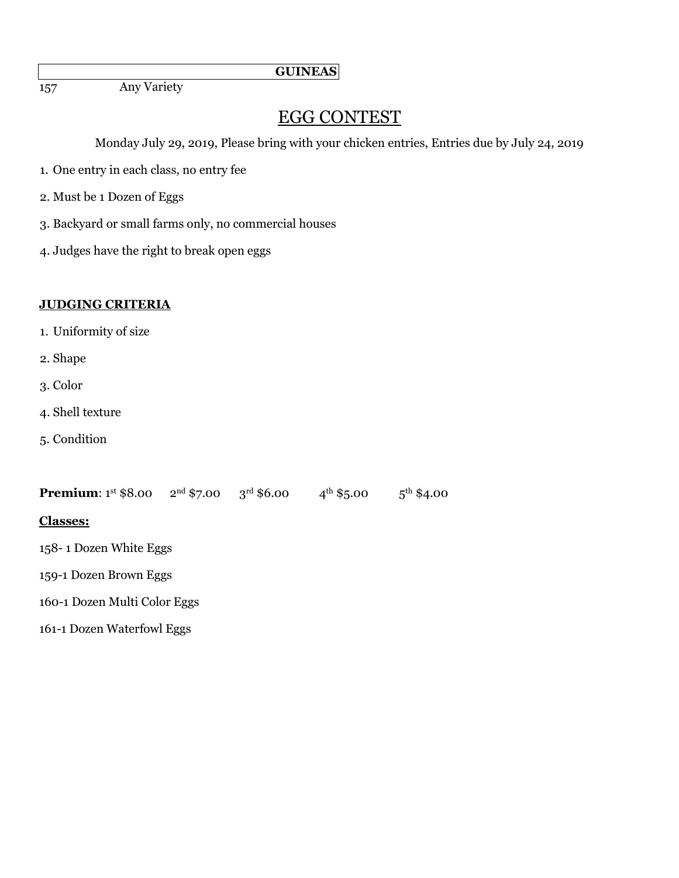**GUINEAS**

157 Any Variety

# EGG CONTEST

Monday July 29, 2019, Please bring with your chicken entries, Entries due by July 24, 2019

1. One entry in each class, no entry fee
2. Must be 1 Dozen of Eggs
3. Backyard or small farms only, no commercial houses
4. Judges have the right to break open eggs

**JUDGING CRITERIA**

1. Uniformity of size
2. Shape
3. Color
4. Shell texture
5. Condition

**Premium**: 1st $8.00 2nd $7.00 3rd $6.00 4th $5.00 5th $4.00

**Classes:**

158- 1 Dozen White Eggs

159-1 Dozen Brown Eggs

160-1 Dozen Multi Color Eggs

161-1 Dozen Waterfowl Eggs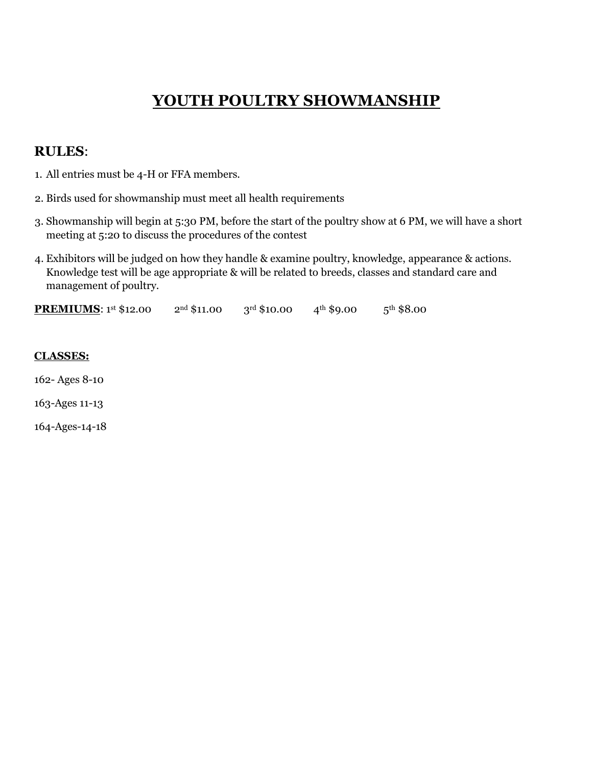# YOUTH POULTRY SHOWMANSHIP

## RULES:

1. All entries must be 4-H or FFA members.
2. Birds used for showmanship must meet all health requirements
3. Showmanship will begin at 5:30 PM, before the start of the poultry show at 6 PM, we will have a short meeting at 5:20 to discuss the procedures of the contest
4. Exhibitors will be judged on how they handle & examine poultry, knowledge, appearance & actions. Knowledge test will be age appropriate & will be related to breeds, classes and standard care and management of poultry.

**PREMIUMS**: 1st \$12.00 2nd \$11.00 3rd \$10.00 4th \$9.00 5th \$8.00

**CLASSES:**

162- Ages 8-10

163-Ages 11-13

164-Ages-14-18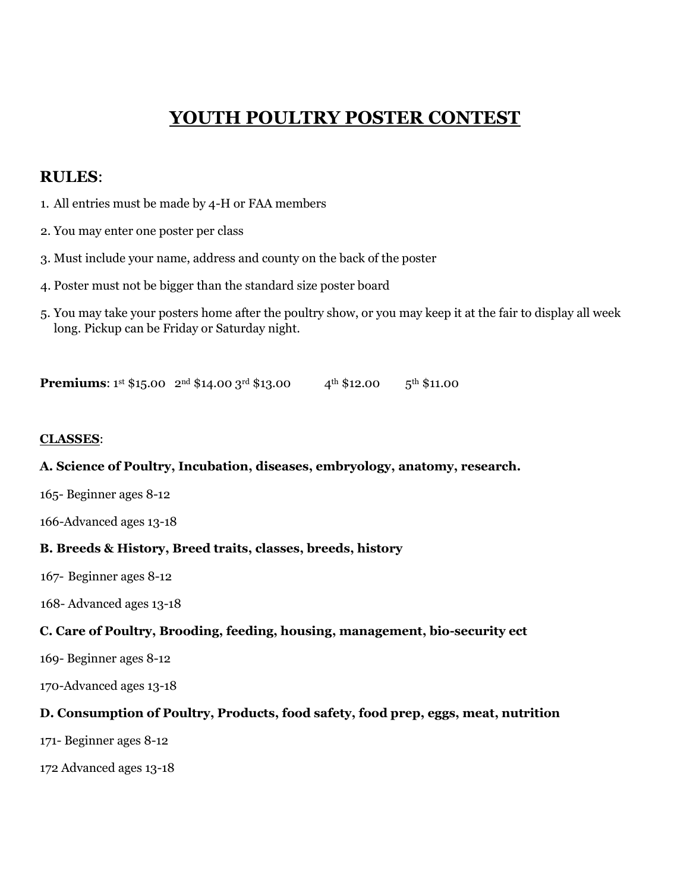# YOUTH POULTRY POSTER CONTEST

## RULES:

1. All entries must be made by 4-H or FAA members
2. You may enter one poster per class
3. Must include your name, address and county on the back of the poster
4. Poster must not be bigger than the standard size poster board
5. You may take your posters home after the poultry show, or you may keep it at the fair to display all week long. Pickup can be Friday or Saturday night.

**Premiums**: 1st $15.00 2nd $14.00 3rd $13.00 4th $12.00 5th $11.00

**CLASSES**:

**A. Science of Poultry, Incubation, diseases, embryology, anatomy, research.**

165- Beginner ages 8-12

166-Advanced ages 13-18

**B. Breeds & History, Breed traits, classes, breeds, history**

167- Beginner ages 8-12

168- Advanced ages 13-18

**C. Care of Poultry, Brooding, feeding, housing, management, bio-security ect**

169- Beginner ages 8-12

170-Advanced ages 13-18

**D. Consumption of Poultry, Products, food safety, food prep, eggs, meat, nutrition**

171- Beginner ages 8-12

172 Advanced ages 13-18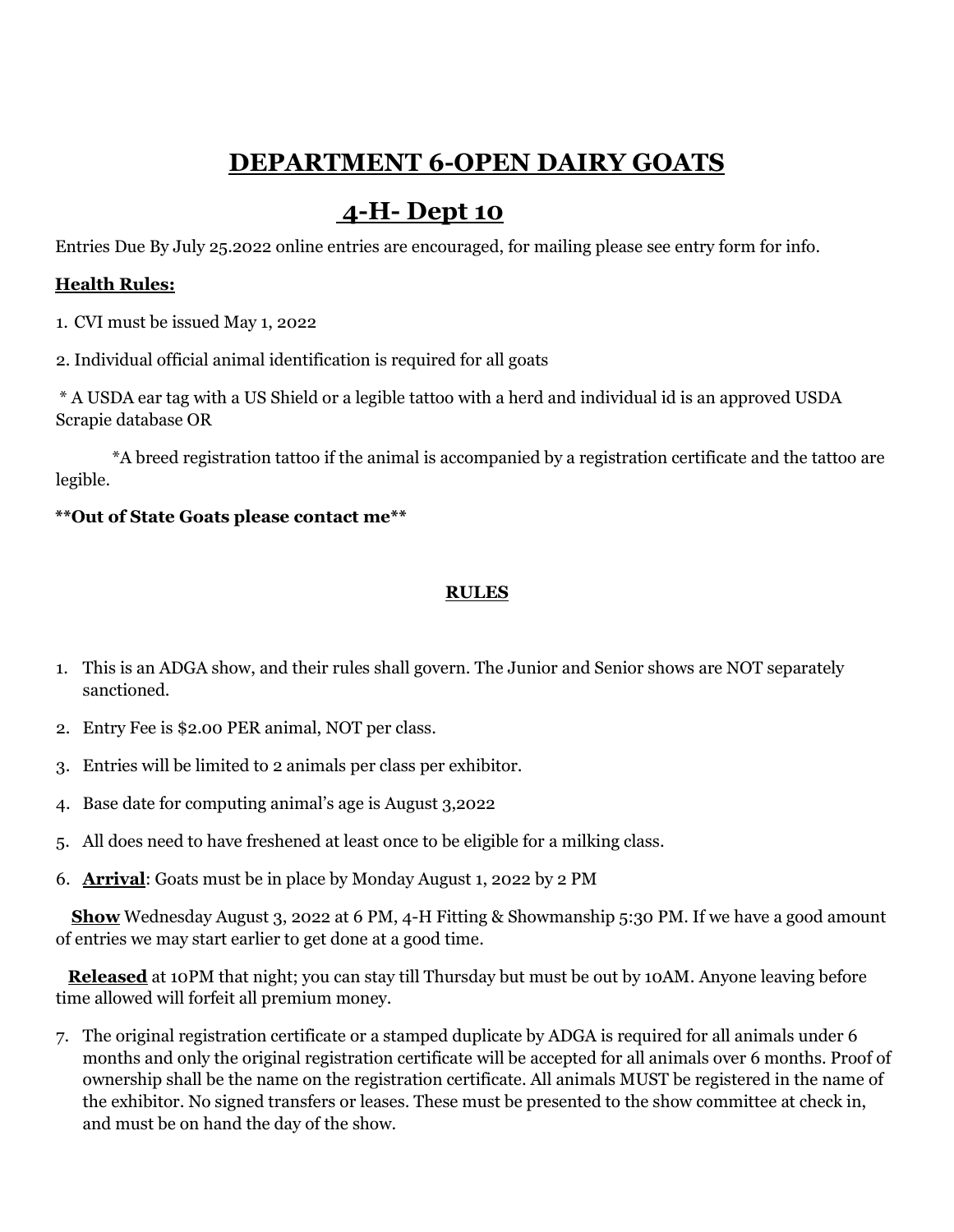# DEPARTMENT 6-OPEN DAIRY GOATS

## 4-H- Dept 10

Entries Due By July 25.2022 online entries are encouraged, for mailing please see entry form for info.

**Health Rules:**

1. CVI must be issued May 1, 2022

2. Individual official animal identification is required for all goats

* A USDA ear tag with a US Shield or a legible tattoo with a herd and individual id is an approved USDA Scrapie database OR

*A breed registration tattoo if the animal is accompanied by a registration certificate and the tattoo are legible.

****Out of State Goats please contact me****

**RULES**

1. This is an ADGA show, and their rules shall govern. The Junior and Senior shows are NOT separately sanctioned.
2. Entry Fee is $2.00 PER animal, NOT per class.
3. Entries will be limited to 2 animals per class per exhibitor.
4. Base date for computing animal's age is August 3,2022
5. All does need to have freshened at least once to be eligible for a milking class.
6. **Arrival**: Goats must be in place by Monday August 1, 2022 by 2 PM

**Show** Wednesday August 3, 2022 at 6 PM, 4-H Fitting & Showmanship 5:30 PM. If we have a good amount of entries we may start earlier to get done at a good time.

**Released** at 10PM that night; you can stay till Thursday but must be out by 10AM. Anyone leaving before time allowed will forfeit all premium money.

7. The original registration certificate or a stamped duplicate by ADGA is required for all animals under 6 months and only the original registration certificate will be accepted for all animals over 6 months. Proof of ownership shall be the name on the registration certificate. All animals MUST be registered in the name of the exhibitor. No signed transfers or leases. These must be presented to the show committee at check in, and must be on hand the day of the show.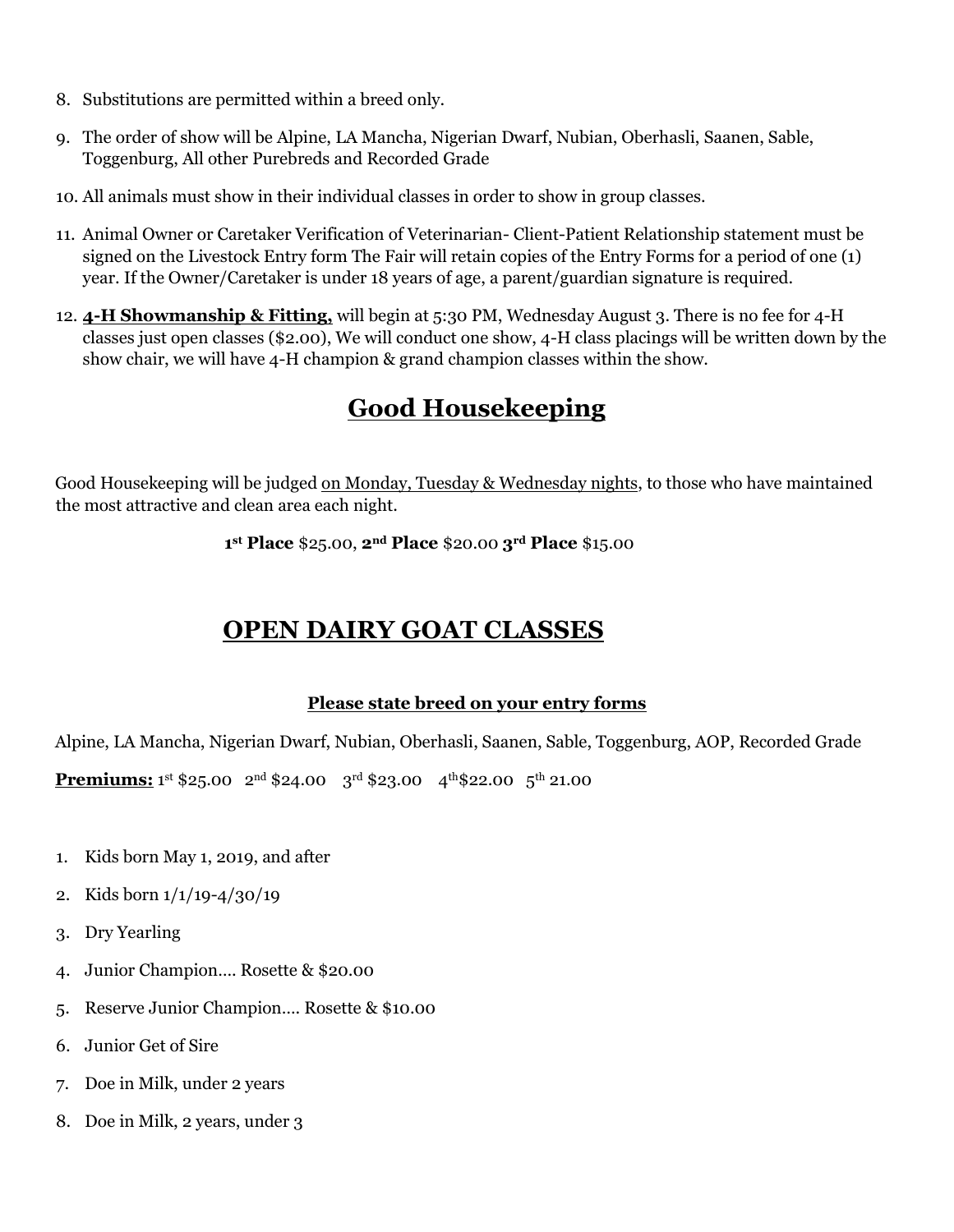8. Substitutions are permitted within a breed only.
9. The order of show will be Alpine, LA Mancha, Nigerian Dwarf, Nubian, Oberhasli, Saanen, Sable, Toggenburg, All other Purebreds and Recorded Grade
10. All animals must show in their individual classes in order to show in group classes.
11. Animal Owner or Caretaker Verification of Veterinarian- Client-Patient Relationship statement must be signed on the Livestock Entry form The Fair will retain copies of the Entry Forms for a period of one (1) year. If the Owner/Caretaker is under 18 years of age, a parent/guardian signature is required.
12. **4-H Showmanship & Fitting,** will begin at 5:30 PM, Wednesday August 3. There is no fee for 4-H classes just open classes ($2.00), We will conduct one show, 4-H class placings will be written down by the show chair, we will have 4-H champion & grand champion classes within the show.

# Good Housekeeping

Good Housekeeping will be judged on Monday, Tuesday & Wednesday nights, to those who have maintained the most attractive and clean area each night.

**1st Place** $25.00, **2nd Place** $20.00 **3rd Place** $15.00

# OPEN DAIRY GOAT CLASSES

**Please state breed on your entry forms**

Alpine, LA Mancha, Nigerian Dwarf, Nubian, Oberhasli, Saanen, Sable, Toggenburg, AOP, Recorded Grade

**Premiums:** 1st $25.00 2nd $24.00 3rd $23.00 4th $22.00 5th 21.00

1. Kids born May 1, 2019, and after
2. Kids born 1/1/19-4/30/19
3. Dry Yearling
4. Junior Champion…. Rosette & $20.00
5. Reserve Junior Champion…. Rosette & $10.00
6. Junior Get of Sire
7. Doe in Milk, under 2 years
8. Doe in Milk, 2 years, under 3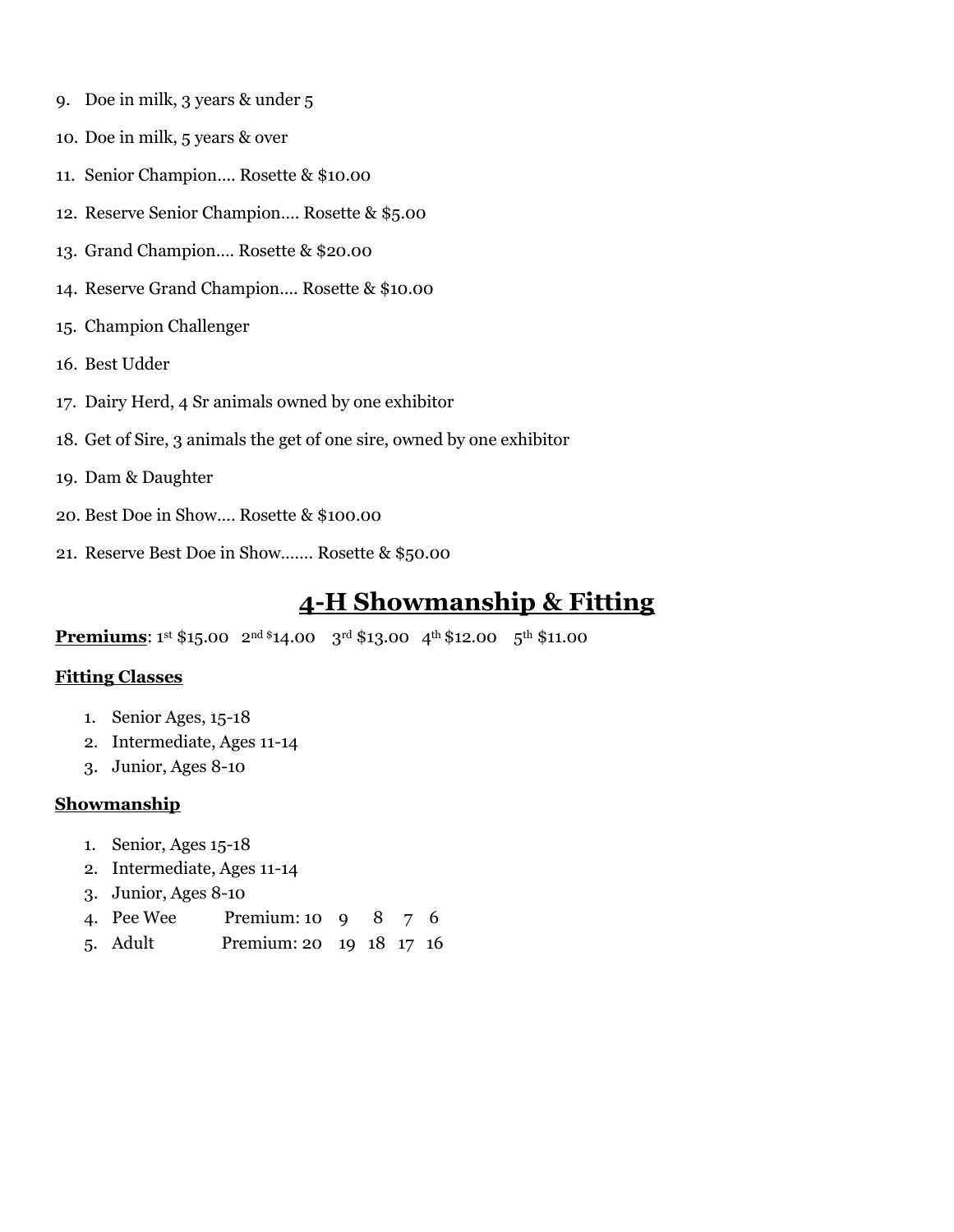9. Doe in milk, 3 years & under 5
10. Doe in milk, 5 years & over
11. Senior Champion…. Rosette & $10.00
12. Reserve Senior Champion…. Rosette & $5.00
13. Grand Champion…. Rosette & $20.00
14. Reserve Grand Champion…. Rosette & $10.00
15. Champion Challenger
16. Best Udder
17. Dairy Herd, 4 Sr animals owned by one exhibitor
18. Get of Sire, 3 animals the get of one sire, owned by one exhibitor
19. Dam & Daughter
20. Best Doe in Show…. Rosette & $100.00
21. Reserve Best Doe in Show……. Rosette & $50.00

## 4-H Showmanship & Fitting

**Premiums**: 1st $15.00 2nd $14.00 3rd $13.00 4th $12.00 5th $11.00

### Fitting Classes

1. Senior Ages, 15-18
2. Intermediate, Ages 11-14
3. Junior, Ages 8-10

### Showmanship

1. Senior, Ages 15-18
2. Intermediate, Ages 11-14
3. Junior, Ages 8-10
4. Pee Wee Premium: 10 9 8 7 6
5. Adult Premium: 20 19 18 17 16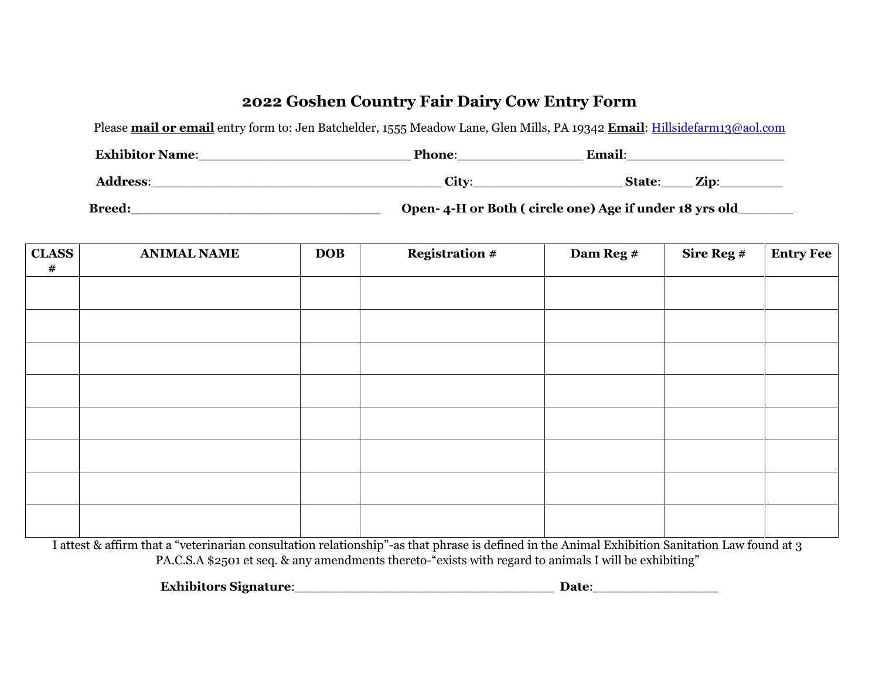# 2022 Goshen Country Fair Dairy Cow Entry Form

Please **mail or email** entry form to: Jen Batchelder, 1555 Meadow Lane, Glen Mills, PA 19342 **Email**: Hillsidefarm13@aol.com

**Exhibitor Name**:_________________________ **Phone**:_______________ **Email**:___________________

**Address**:___________________________________ **City**:__________________ **State**:____ **Zip**:________

**Breed:**______________________________ **Open- 4-H or Both ( circle one) Age if under 18 yrs old**______

| CLASS # | ANIMAL NAME | DOB | Registration # | Dam Reg # | Sire Reg # | Entry Fee |
|---|---|---|---|---|---|---|
| | | | | | | |
| | | | | | | |
| | | | | | | |
| | | | | | | |
| | | | | | | |
| | | | | | | |
| | | | | | | |
| | | | | | | |

I attest & affirm that a "veterinarian consultation relationship"-as that phrase is defined in the Animal Exhibition Sanitation Law found at 3 PA.C.S.A $2501 et seq. & any amendments thereto-"exists with regard to animals I will be exhibiting"

**Exhibitors Signature**:________________________________ **Date**:________________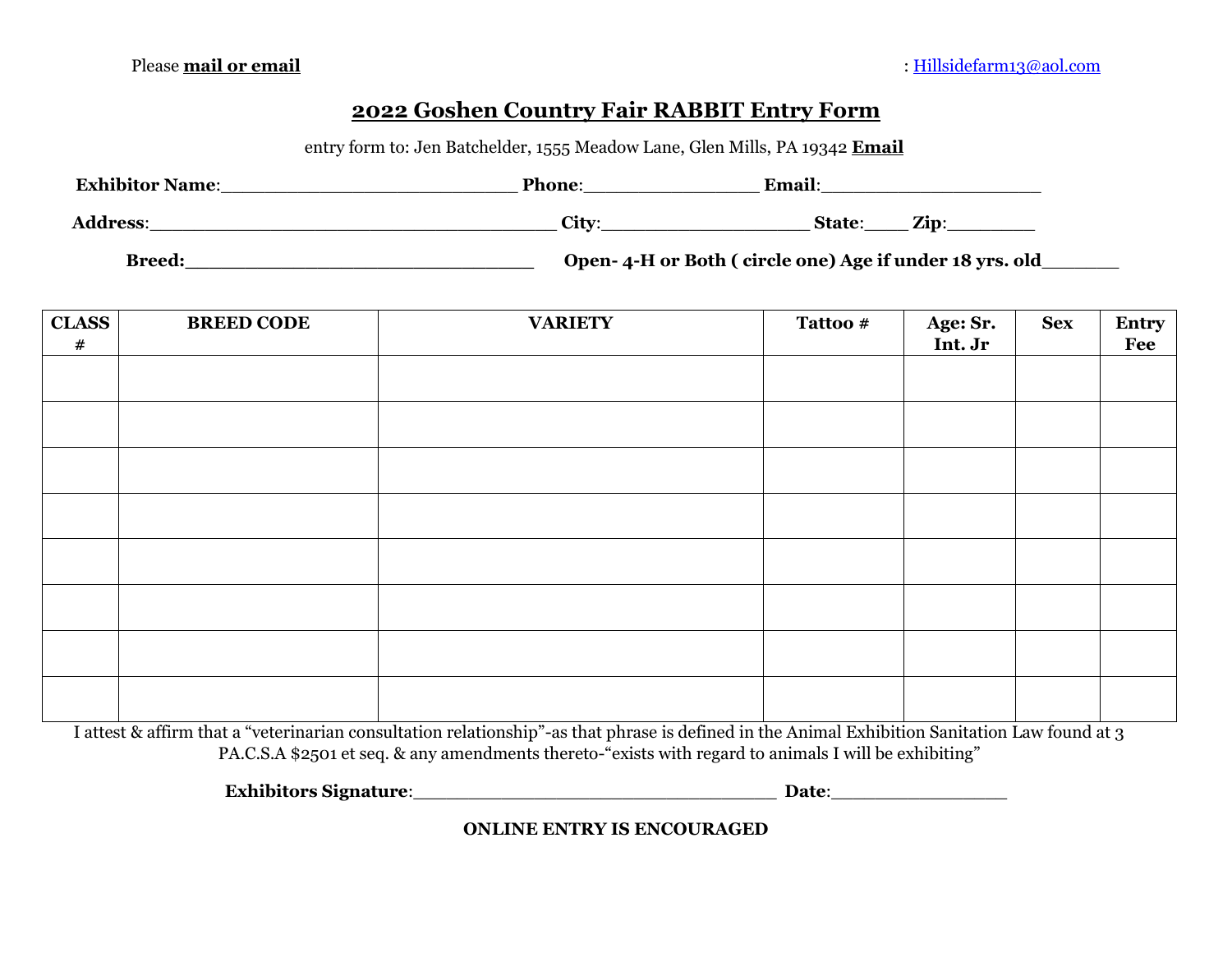Please **mail or email** : Hillsidefarm13@aol.com

## 2022 Goshen Country Fair RABBIT Entry Form

entry form to: Jen Batchelder, 1555 Meadow Lane, Glen Mills, PA 19342 **Email**

**Exhibitor Name**:__________________________ **Phone**:_______________ **Email**:___________________

**Address**:___________________________________ **City**:_________________ **State**:____ **Zip**:________

**Breed:**_______________________________ **Open- 4-H or Both ( circle one) Age if under 18 yrs. old**_______

| CLASS # | BREED CODE | VARIETY | Tattoo # | Age: Sr. Int. Jr | Sex | Entry Fee |
|---|---|---|---|---|---|---|
| | | | | | | |
| | | | | | | |
| | | | | | | |
| | | | | | | |
| | | | | | | |
| | | | | | | |
| | | | | | | |
| | | | | | | |

I attest & affirm that a "veterinarian consultation relationship"-as that phrase is defined in the Animal Exhibition Sanitation Law found at 3 PA.C.S.A $2501 et seq. & any amendments thereto-"exists with regard to animals I will be exhibiting"

**Exhibitors Signature**:________________________________ **Date**:________________

**ONLINE ENTRY IS ENCOURAGED**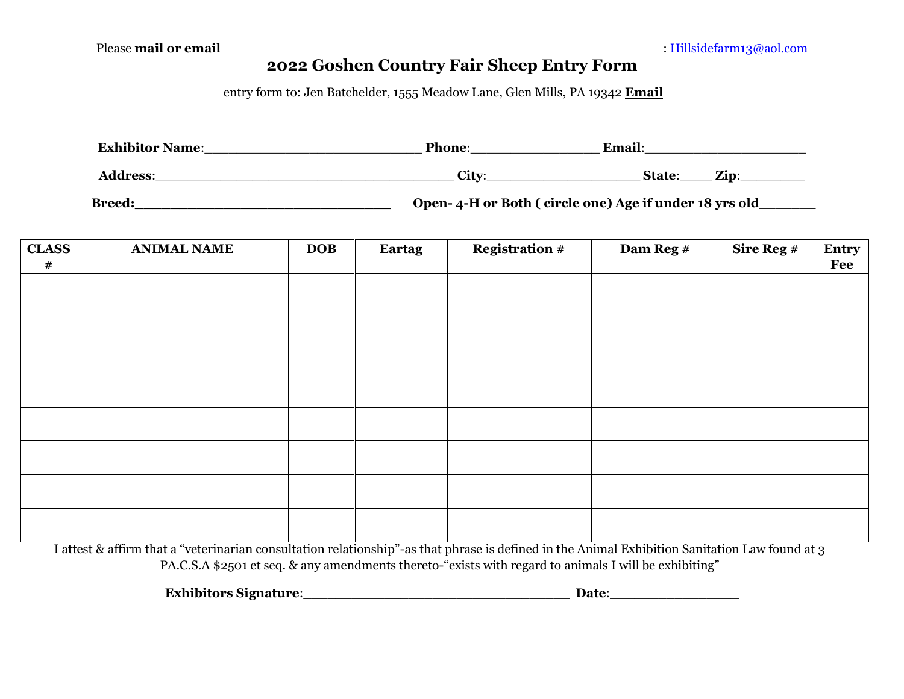Please **mail or email** : Hillsidefarm13@aol.com

# 2022 Goshen Country Fair Sheep Entry Form

entry form to: Jen Batchelder, 1555 Meadow Lane, Glen Mills, PA 19342 **Email**

**Exhibitor Name**:___________________________ **Phone**:________________ **Email**:____________________

**Address**:____________________________________ **City**:___________________ **State**:____ **Zip**:________

**Breed:**_______________________________ **Open- 4-H or Both ( circle one) Age if under 18 yrs old**_______

| CLASS # | ANIMAL NAME | DOB | Eartag | Registration # | Dam Reg # | Sire Reg # | Entry Fee |
|---|---|---|---|---|---|---|---|
| | | | | | | | |
| | | | | | | | |
| | | | | | | | |
| | | | | | | | |
| | | | | | | | |
| | | | | | | | |
| | | | | | | | |
| | | | | | | | |

I attest & affirm that a "veterinarian consultation relationship"-as that phrase is defined in the Animal Exhibition Sanitation Law found at 3 PA.C.S.A $2501 et seq. & any amendments thereto-"exists with regard to animals I will be exhibiting"

**Exhibitors Signature**:________________________________ **Date**:________________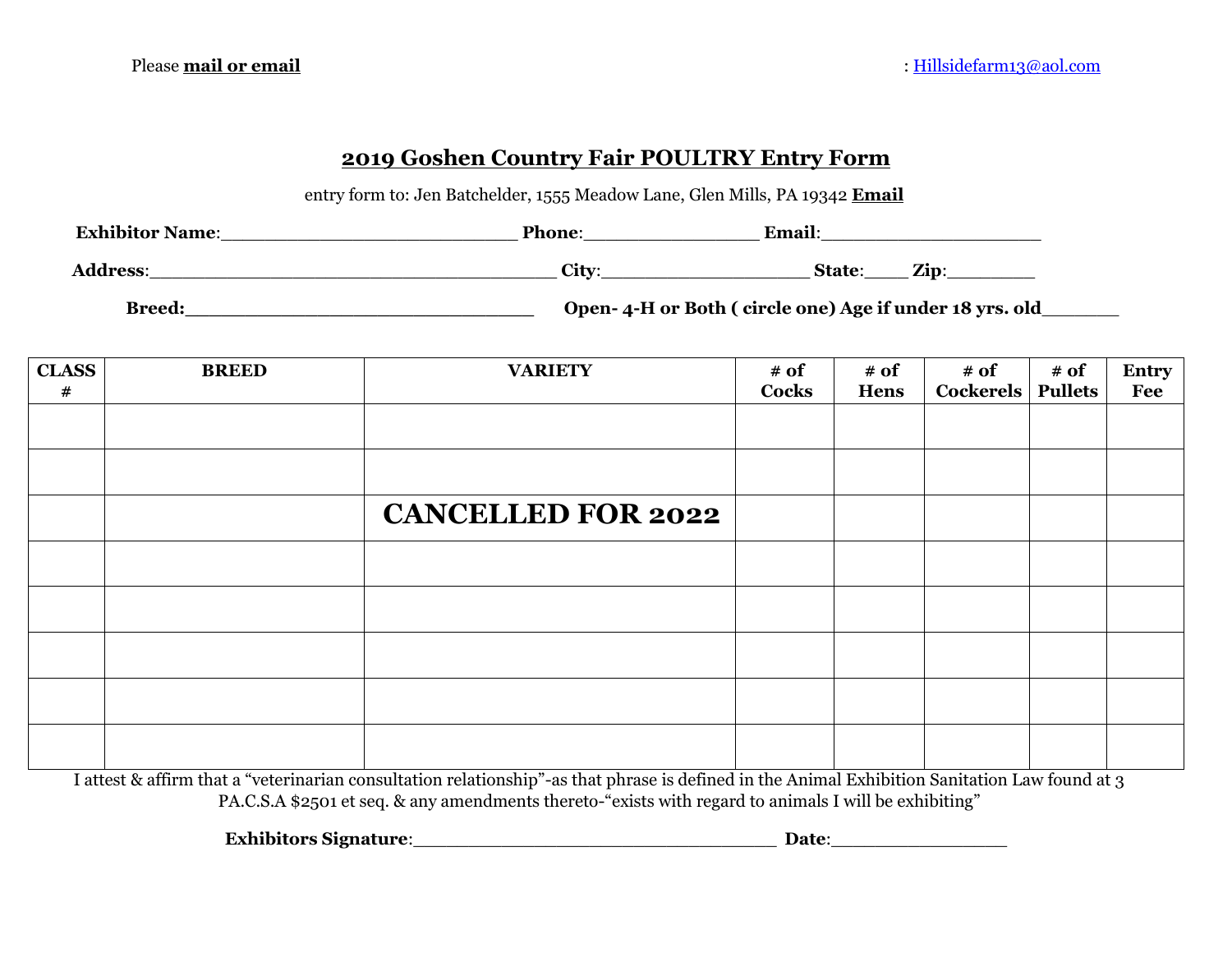Please **mail or email** : Hillsidefarm13@aol.com

## 2019 Goshen Country Fair POULTRY Entry Form

entry form to: Jen Batchelder, 1555 Meadow Lane, Glen Mills, PA 19342 **Email**

**Exhibitor Name**:___________________________ **Phone**:________________ **Email**:____________________

**Address**:_____________________________________ **City**:___________________ **State**:____ **Zip**:________

**Breed:**________________________________ **Open- 4-H or Both ( circle one) Age if under 18 yrs. old**_______

| CLASS # | BREED | VARIETY | # of Cocks | # of Hens | # of Cockerels | # of Pullets | Entry Fee |
|---|---|---|---|---|---|---|---|
| | | | | | | | |
| | | | | | | | |
| | | **CANCELLED FOR 2022** | | | | | |
| | | | | | | | |
| | | | | | | | |
| | | | | | | | |
| | | | | | | | |
| | | | | | | | |

I attest & affirm that a "veterinarian consultation relationship"-as that phrase is defined in the Animal Exhibition Sanitation Law found at 3 PA.C.S.A $2501 et seq. & any amendments thereto-"exists with regard to animals I will be exhibiting"

**Exhibitors Signature**:_________________________________ **Date**:________________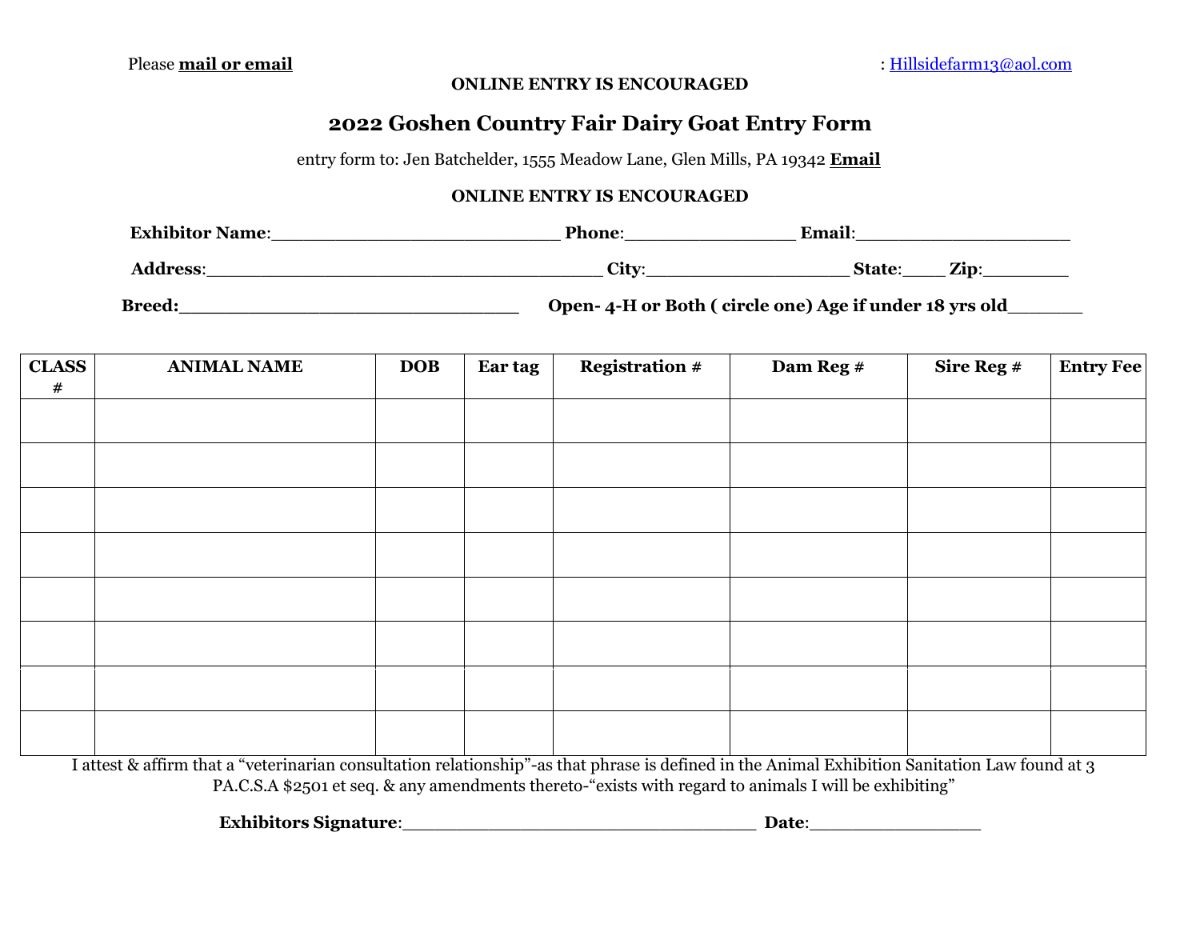Please **mail or email** : Hillsidefarm13@aol.com

**ONLINE ENTRY IS ENCOURAGED**

## 2022 Goshen Country Fair Dairy Goat Entry Form

entry form to: Jen Batchelder, 1555 Meadow Lane, Glen Mills, PA 19342 **Email**

**ONLINE ENTRY IS ENCOURAGED**

**Exhibitor Name**:_________________________ **Phone**:_______________ **Email**:____________________

**Address**:___________________________________ **City**:__________________ **State**:____ **Zip**:________

**Breed:**______________________________ **Open- 4-H or Both ( circle one) Age if under 18 yrs old**_______

| CLASS # | ANIMAL NAME | DOB | Ear tag | Registration # | Dam Reg # | Sire Reg # | Entry Fee |
|---|---|---|---|---|---|---|---|
| | | | | | | | |
| | | | | | | | |
| | | | | | | | |
| | | | | | | | |
| | | | | | | | |
| | | | | | | | |
| | | | | | | | |
| | | | | | | | |

I attest & affirm that a "veterinarian consultation relationship"-as that phrase is defined in the Animal Exhibition Sanitation Law found at 3 PA.C.S.A $2501 et seq. & any amendments thereto-"exists with regard to animals I will be exhibiting"

**Exhibitors Signature**:________________________________ **Date**:_______________